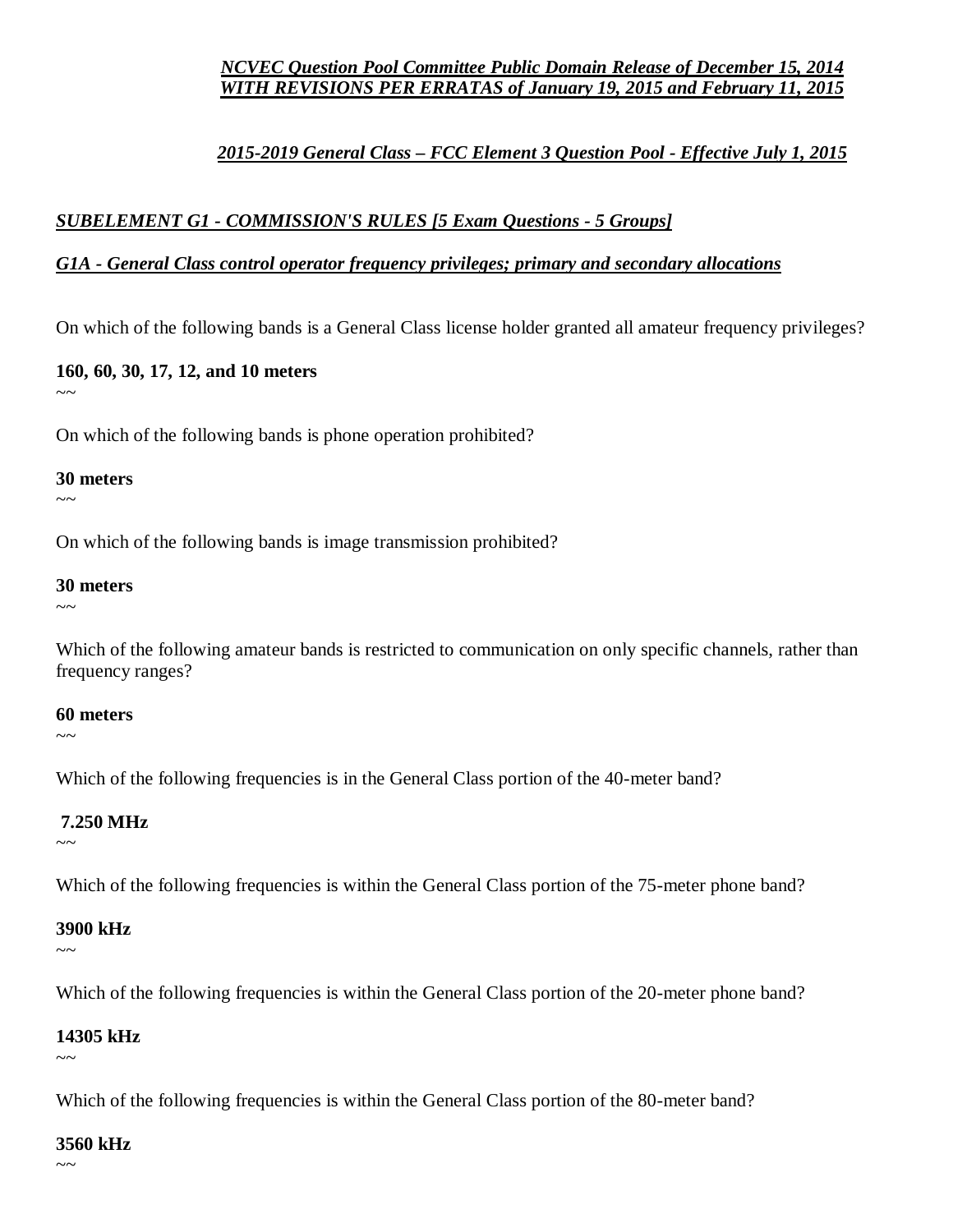***NCVEC Question Pool Committee Public Domain Release of December 15, 2014***
***WITH REVISIONS PER ERRATAS of January 19, 2015 and February 11, 2015***

***2015-2019 General Class – FCC Element 3 Question Pool - Effective July 1, 2015***

## ***SUBELEMENT G1 - COMMISSION'S RULES [5 Exam Questions - 5 Groups]***

### ***G1A - General Class control operator frequency privileges; primary and secondary allocations***

On which of the following bands is a General Class license holder granted all amateur frequency privileges?

**160, 60, 30, 17, 12, and 10 meters**

~~

On which of the following bands is phone operation prohibited?

**30 meters**

~~

On which of the following bands is image transmission prohibited?

**30 meters**

~~

Which of the following amateur bands is restricted to communication on only specific channels, rather than frequency ranges?

**60 meters**

~~

Which of the following frequencies is in the General Class portion of the 40-meter band?

**7.250 MHz**

~~

Which of the following frequencies is within the General Class portion of the 75-meter phone band?

**3900 kHz**

~~

Which of the following frequencies is within the General Class portion of the 20-meter phone band?

**14305 kHz**

~~

Which of the following frequencies is within the General Class portion of the 80-meter band?

**3560 kHz**

~~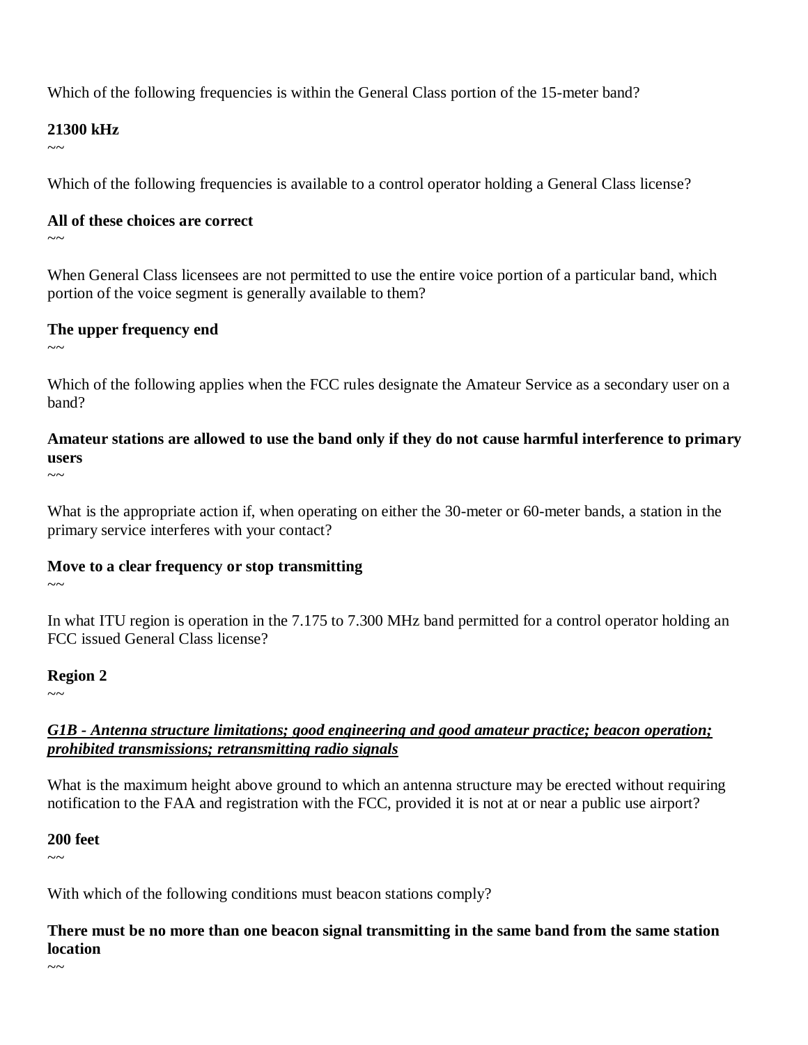Which of the following frequencies is within the General Class portion of the 15-meter band?

**21300 kHz**

~~

Which of the following frequencies is available to a control operator holding a General Class license?

**All of these choices are correct**

~~

When General Class licensees are not permitted to use the entire voice portion of a particular band, which portion of the voice segment is generally available to them?

**The upper frequency end**

~~

Which of the following applies when the FCC rules designate the Amateur Service as a secondary user on a band?

**Amateur stations are allowed to use the band only if they do not cause harmful interference to primary users**

~~

What is the appropriate action if, when operating on either the 30-meter or 60-meter bands, a station in the primary service interferes with your contact?

**Move to a clear frequency or stop transmitting**

~~

In what ITU region is operation in the 7.175 to 7.300 MHz band permitted for a control operator holding an FCC issued General Class license?

**Region 2**

~~

***G1B - Antenna structure limitations; good engineering and good amateur practice; beacon operation; prohibited transmissions; retransmitting radio signals***

What is the maximum height above ground to which an antenna structure may be erected without requiring notification to the FAA and registration with the FCC, provided it is not at or near a public use airport?

**200 feet**

~~

With which of the following conditions must beacon stations comply?

**There must be no more than one beacon signal transmitting in the same band from the same station location**

~~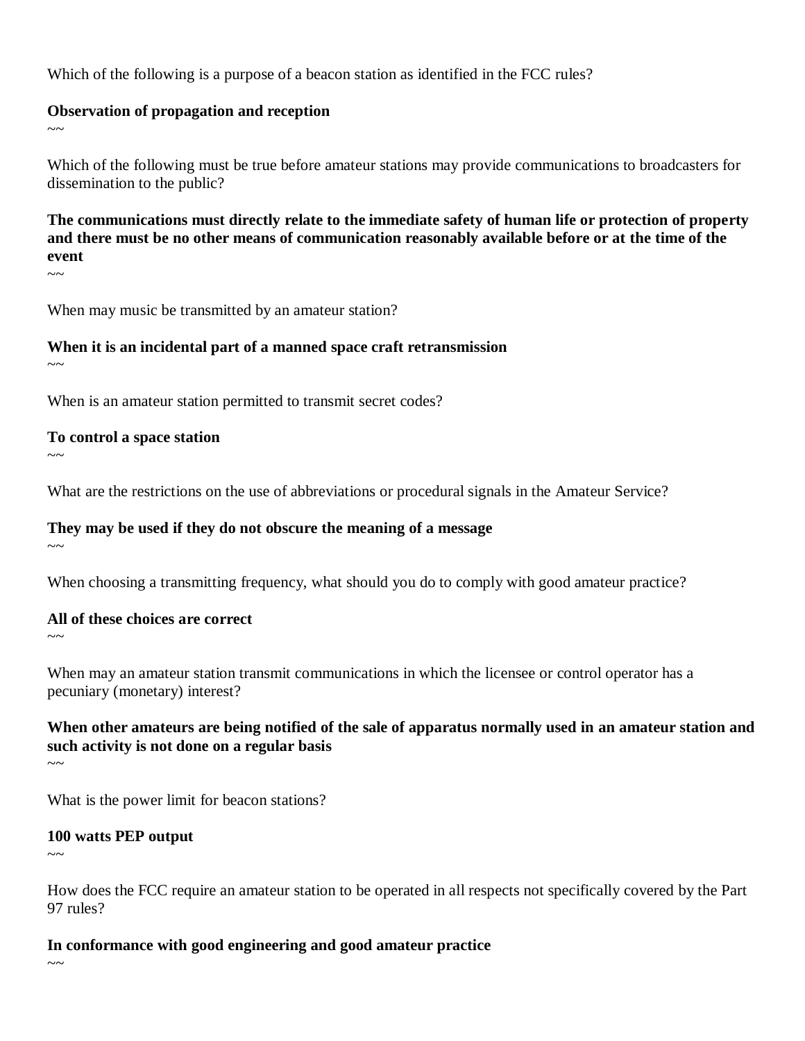Which of the following is a purpose of a beacon station as identified in the FCC rules?

**Observation of propagation and reception**

~~

Which of the following must be true before amateur stations may provide communications to broadcasters for dissemination to the public?

**The communications must directly relate to the immediate safety of human life or protection of property and there must be no other means of communication reasonably available before or at the time of the event**

~~

When may music be transmitted by an amateur station?

**When it is an incidental part of a manned space craft retransmission**

~~

When is an amateur station permitted to transmit secret codes?

**To control a space station**

~~

What are the restrictions on the use of abbreviations or procedural signals in the Amateur Service?

**They may be used if they do not obscure the meaning of a message**

~~

When choosing a transmitting frequency, what should you do to comply with good amateur practice?

**All of these choices are correct**

~~

When may an amateur station transmit communications in which the licensee or control operator has a pecuniary (monetary) interest?

**When other amateurs are being notified of the sale of apparatus normally used in an amateur station and such activity is not done on a regular basis**

~~

What is the power limit for beacon stations?

**100 watts PEP output**

~~

How does the FCC require an amateur station to be operated in all respects not specifically covered by the Part 97 rules?

**In conformance with good engineering and good amateur practice**

~~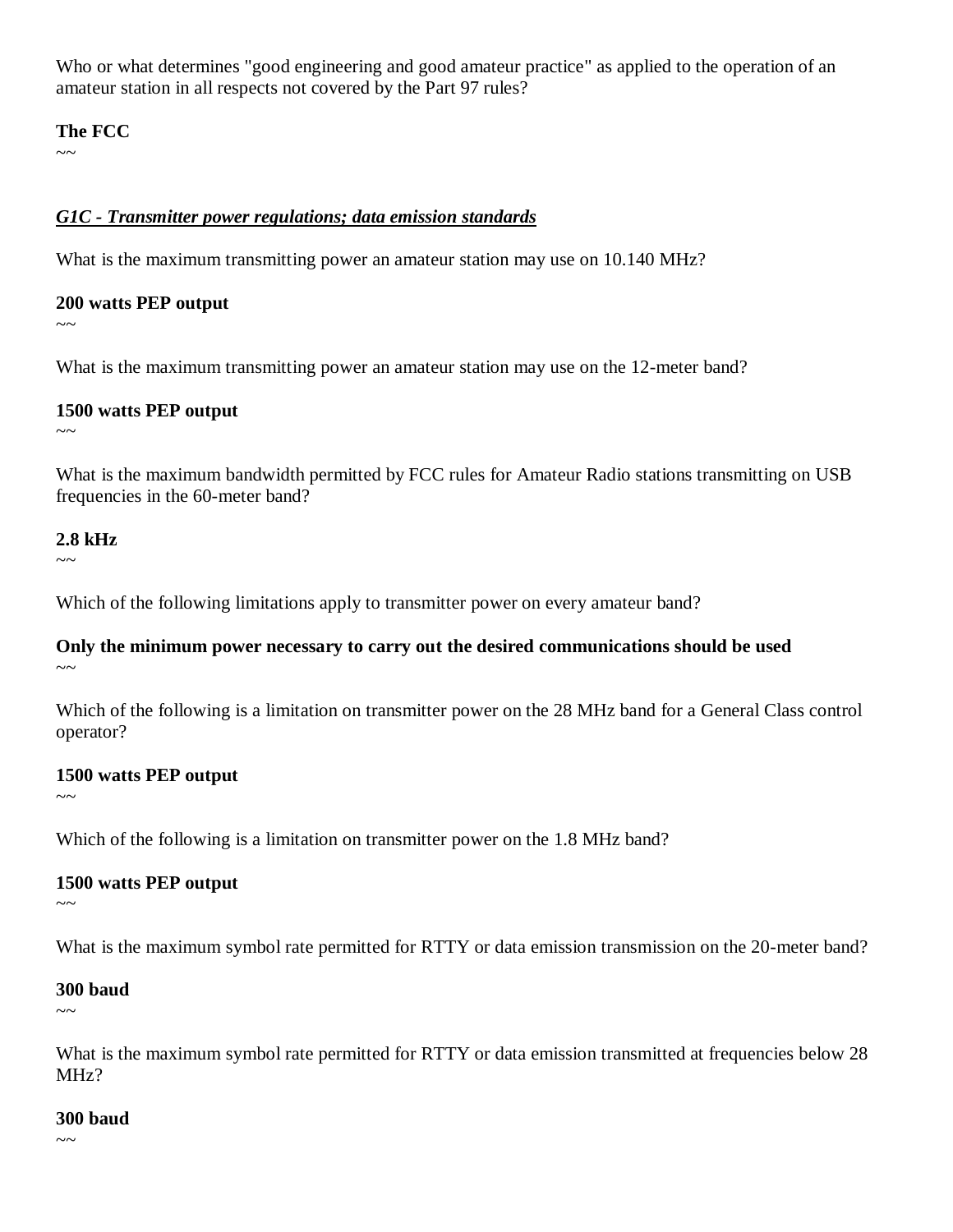Who or what determines "good engineering and good amateur practice" as applied to the operation of an amateur station in all respects not covered by the Part 97 rules?

**The FCC**
~~

***G1C - Transmitter power regulations; data emission standards***

What is the maximum transmitting power an amateur station may use on 10.140 MHz?

**200 watts PEP output**
~~

What is the maximum transmitting power an amateur station may use on the 12-meter band?

**1500 watts PEP output**
~~

What is the maximum bandwidth permitted by FCC rules for Amateur Radio stations transmitting on USB frequencies in the 60-meter band?

**2.8 kHz**
~~

Which of the following limitations apply to transmitter power on every amateur band?

**Only the minimum power necessary to carry out the desired communications should be used**
~~

Which of the following is a limitation on transmitter power on the 28 MHz band for a General Class control operator?

**1500 watts PEP output**
~~

Which of the following is a limitation on transmitter power on the 1.8 MHz band?

**1500 watts PEP output**
~~

What is the maximum symbol rate permitted for RTTY or data emission transmission on the 20-meter band?

**300 baud**
~~

What is the maximum symbol rate permitted for RTTY or data emission transmitted at frequencies below 28 MHz?

**300 baud**
~~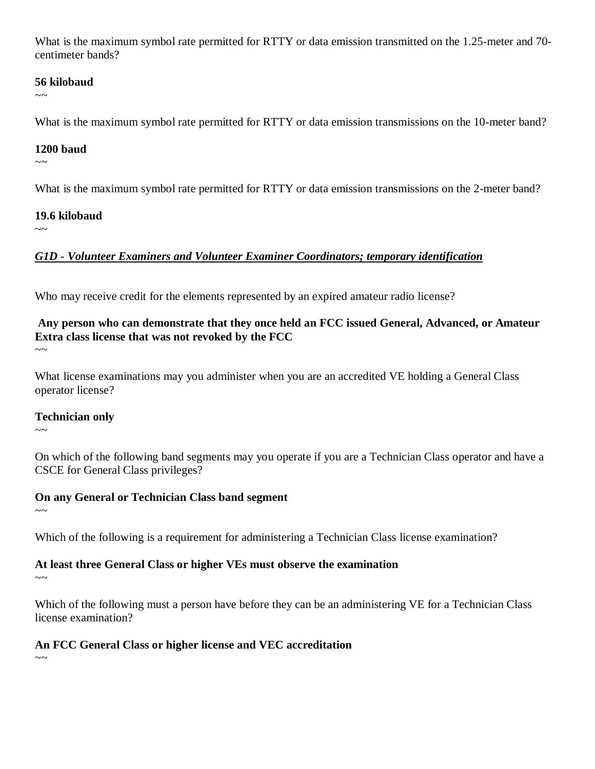What is the maximum symbol rate permitted for RTTY or data emission transmitted on the 1.25-meter and 70-centimeter bands?

**56 kilobaud**

~~

What is the maximum symbol rate permitted for RTTY or data emission transmissions on the 10-meter band?

**1200 baud**

~~

What is the maximum symbol rate permitted for RTTY or data emission transmissions on the 2-meter band?

**19.6 kilobaud**

~~

***G1D - Volunteer Examiners and Volunteer Examiner Coordinators; temporary identification***

Who may receive credit for the elements represented by an expired amateur radio license?

**Any person who can demonstrate that they once held an FCC issued General, Advanced, or Amateur Extra class license that was not revoked by the FCC**

~~

What license examinations may you administer when you are an accredited VE holding a General Class operator license?

**Technician only**

~~

On which of the following band segments may you operate if you are a Technician Class operator and have a CSCE for General Class privileges?

**On any General or Technician Class band segment**

~~

Which of the following is a requirement for administering a Technician Class license examination?

**At least three General Class or higher VEs must observe the examination**

~~

Which of the following must a person have before they can be an administering VE for a Technician Class license examination?

**An FCC General Class or higher license and VEC accreditation**

~~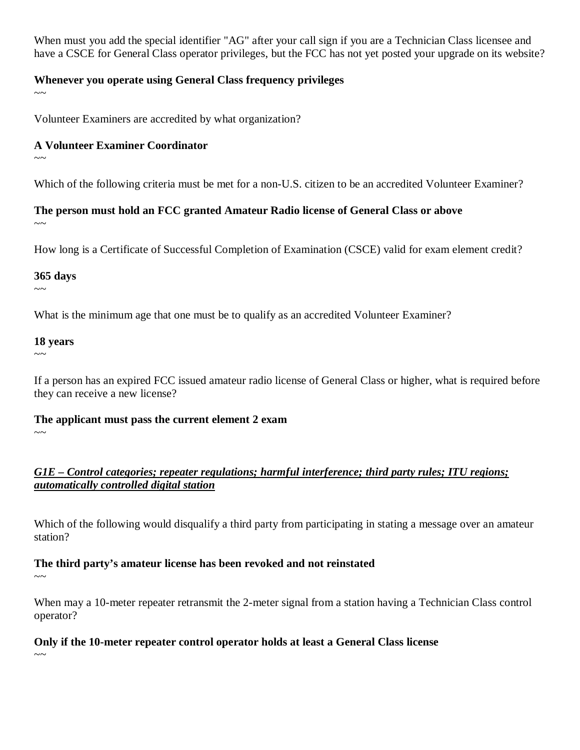When must you add the special identifier "AG" after your call sign if you are a Technician Class licensee and have a CSCE for General Class operator privileges, but the FCC has not yet posted your upgrade on its website?

**Whenever you operate using General Class frequency privileges**

~~

Volunteer Examiners are accredited by what organization?

**A Volunteer Examiner Coordinator**

~~

Which of the following criteria must be met for a non-U.S. citizen to be an accredited Volunteer Examiner?

**The person must hold an FCC granted Amateur Radio license of General Class or above**

~~

How long is a Certificate of Successful Completion of Examination (CSCE) valid for exam element credit?

**365 days**

~~

What is the minimum age that one must be to qualify as an accredited Volunteer Examiner?

**18 years**

~~

If a person has an expired FCC issued amateur radio license of General Class or higher, what is required before they can receive a new license?

**The applicant must pass the current element 2 exam**

~~

***<u>G1E – Control categories; repeater regulations; harmful interference; third party rules; ITU regions; automatically controlled digital station</u>***

Which of the following would disqualify a third party from participating in stating a message over an amateur station?

**The third party's amateur license has been revoked and not reinstated**

~~

When may a 10-meter repeater retransmit the 2-meter signal from a station having a Technician Class control operator?

**Only if the 10-meter repeater control operator holds at least a General Class license**

~~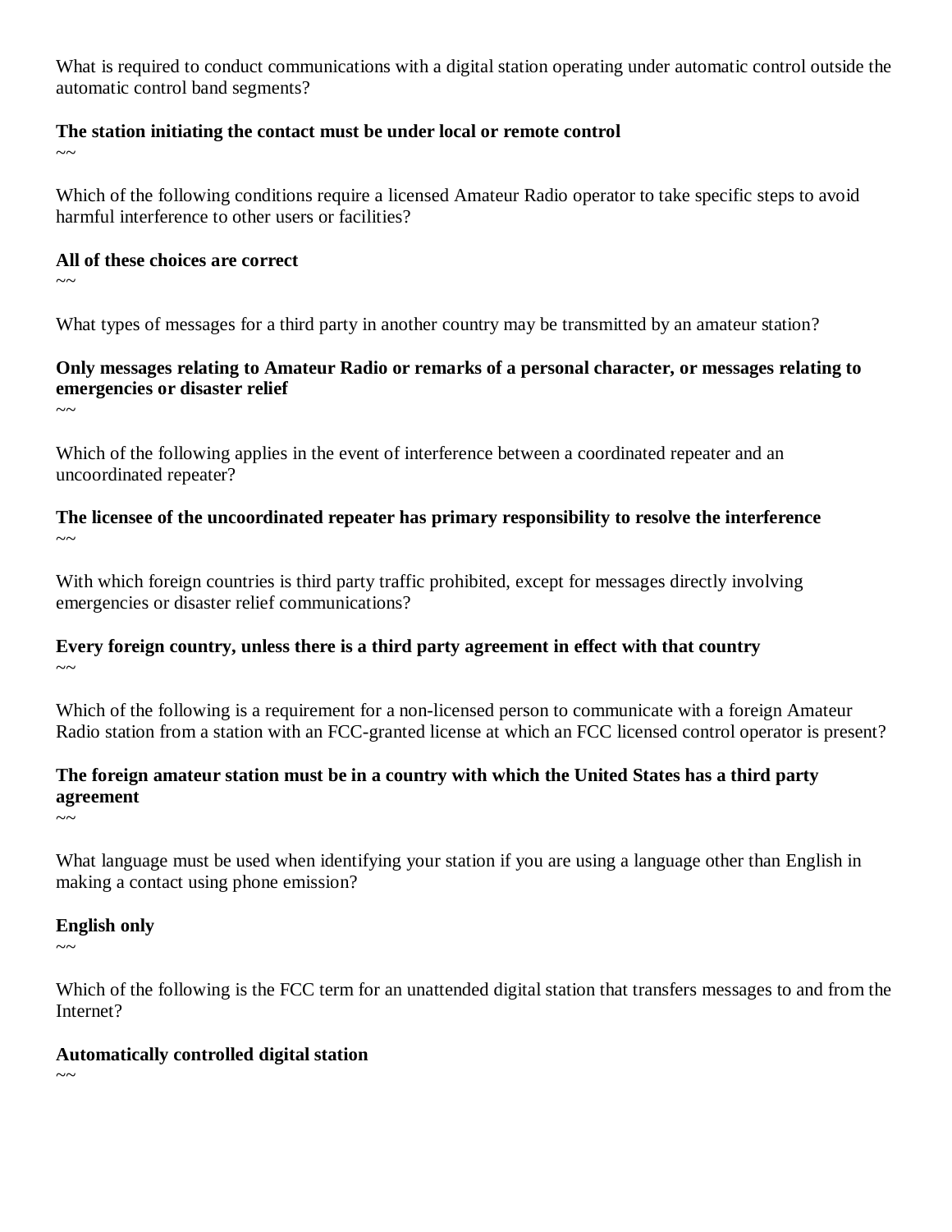What is required to conduct communications with a digital station operating under automatic control outside the automatic control band segments?

**The station initiating the contact must be under local or remote control**

~~

Which of the following conditions require a licensed Amateur Radio operator to take specific steps to avoid harmful interference to other users or facilities?

**All of these choices are correct**

~~

What types of messages for a third party in another country may be transmitted by an amateur station?

**Only messages relating to Amateur Radio or remarks of a personal character, or messages relating to emergencies or disaster relief**

~~

Which of the following applies in the event of interference between a coordinated repeater and an uncoordinated repeater?

**The licensee of the uncoordinated repeater has primary responsibility to resolve the interference**

~~

With which foreign countries is third party traffic prohibited, except for messages directly involving emergencies or disaster relief communications?

**Every foreign country, unless there is a third party agreement in effect with that country**

~~

Which of the following is a requirement for a non-licensed person to communicate with a foreign Amateur Radio station from a station with an FCC-granted license at which an FCC licensed control operator is present?

**The foreign amateur station must be in a country with which the United States has a third party agreement**

~~

What language must be used when identifying your station if you are using a language other than English in making a contact using phone emission?

**English only**

~~

Which of the following is the FCC term for an unattended digital station that transfers messages to and from the Internet?

**Automatically controlled digital station**

~~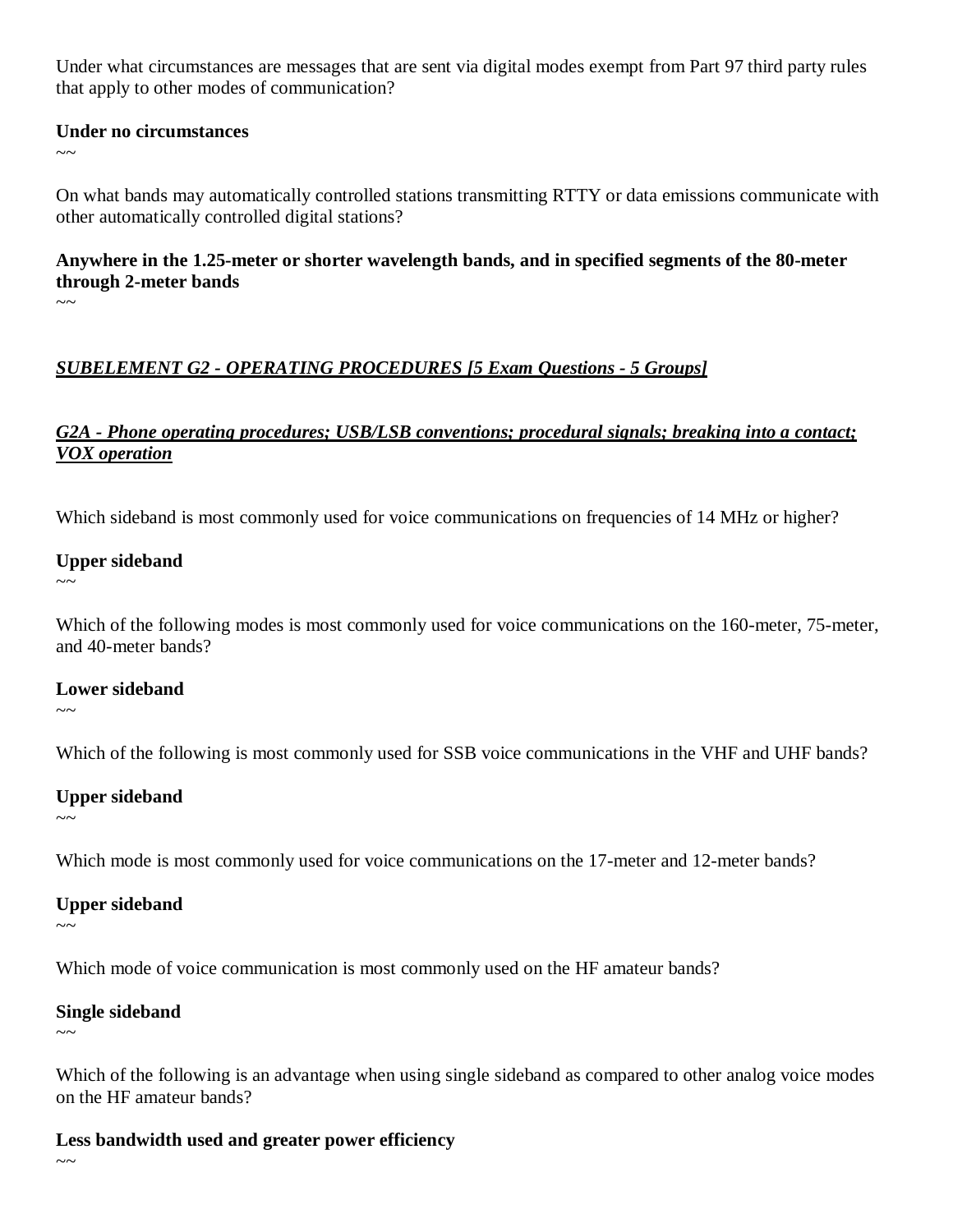Under what circumstances are messages that are sent via digital modes exempt from Part 97 third party rules that apply to other modes of communication?

**Under no circumstances**

~~

On what bands may automatically controlled stations transmitting RTTY or data emissions communicate with other automatically controlled digital stations?

**Anywhere in the 1.25-meter or shorter wavelength bands, and in specified segments of the 80-meter through 2-meter bands**

~~

## ***SUBELEMENT G2 - OPERATING PROCEDURES [5 Exam Questions - 5 Groups]***

### ***G2A - Phone operating procedures; USB/LSB conventions; procedural signals; breaking into a contact; VOX operation***

Which sideband is most commonly used for voice communications on frequencies of 14 MHz or higher?

**Upper sideband**

~~

Which of the following modes is most commonly used for voice communications on the 160-meter, 75-meter, and 40-meter bands?

**Lower sideband**

~~

Which of the following is most commonly used for SSB voice communications in the VHF and UHF bands?

**Upper sideband**

~~

Which mode is most commonly used for voice communications on the 17-meter and 12-meter bands?

**Upper sideband**

~~

Which mode of voice communication is most commonly used on the HF amateur bands?

**Single sideband**

~~

Which of the following is an advantage when using single sideband as compared to other analog voice modes on the HF amateur bands?

**Less bandwidth used and greater power efficiency**

~~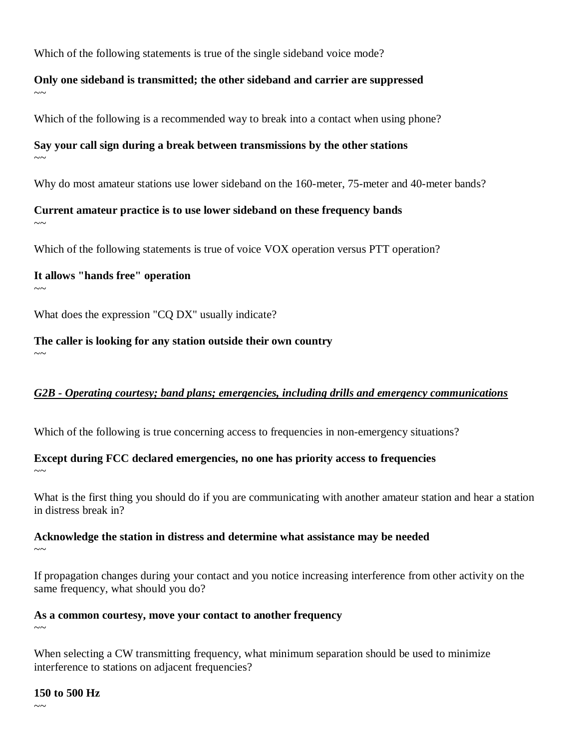Which of the following statements is true of the single sideband voice mode?

**Only one sideband is transmitted; the other sideband and carrier are suppressed**
~~

Which of the following is a recommended way to break into a contact when using phone?

**Say your call sign during a break between transmissions by the other stations**
~~

Why do most amateur stations use lower sideband on the 160-meter, 75-meter and 40-meter bands?

**Current amateur practice is to use lower sideband on these frequency bands**
~~

Which of the following statements is true of voice VOX operation versus PTT operation?

**It allows "hands free" operation**
~~

What does the expression "CQ DX" usually indicate?

**The caller is looking for any station outside their own country**
~~

***G2B - Operating courtesy; band plans; emergencies, including drills and emergency communications***

Which of the following is true concerning access to frequencies in non-emergency situations?

**Except during FCC declared emergencies, no one has priority access to frequencies**
~~

What is the first thing you should do if you are communicating with another amateur station and hear a station in distress break in?

**Acknowledge the station in distress and determine what assistance may be needed**
~~

If propagation changes during your contact and you notice increasing interference from other activity on the same frequency, what should you do?

**As a common courtesy, move your contact to another frequency**
~~

When selecting a CW transmitting frequency, what minimum separation should be used to minimize interference to stations on adjacent frequencies?

**150 to 500 Hz**
~~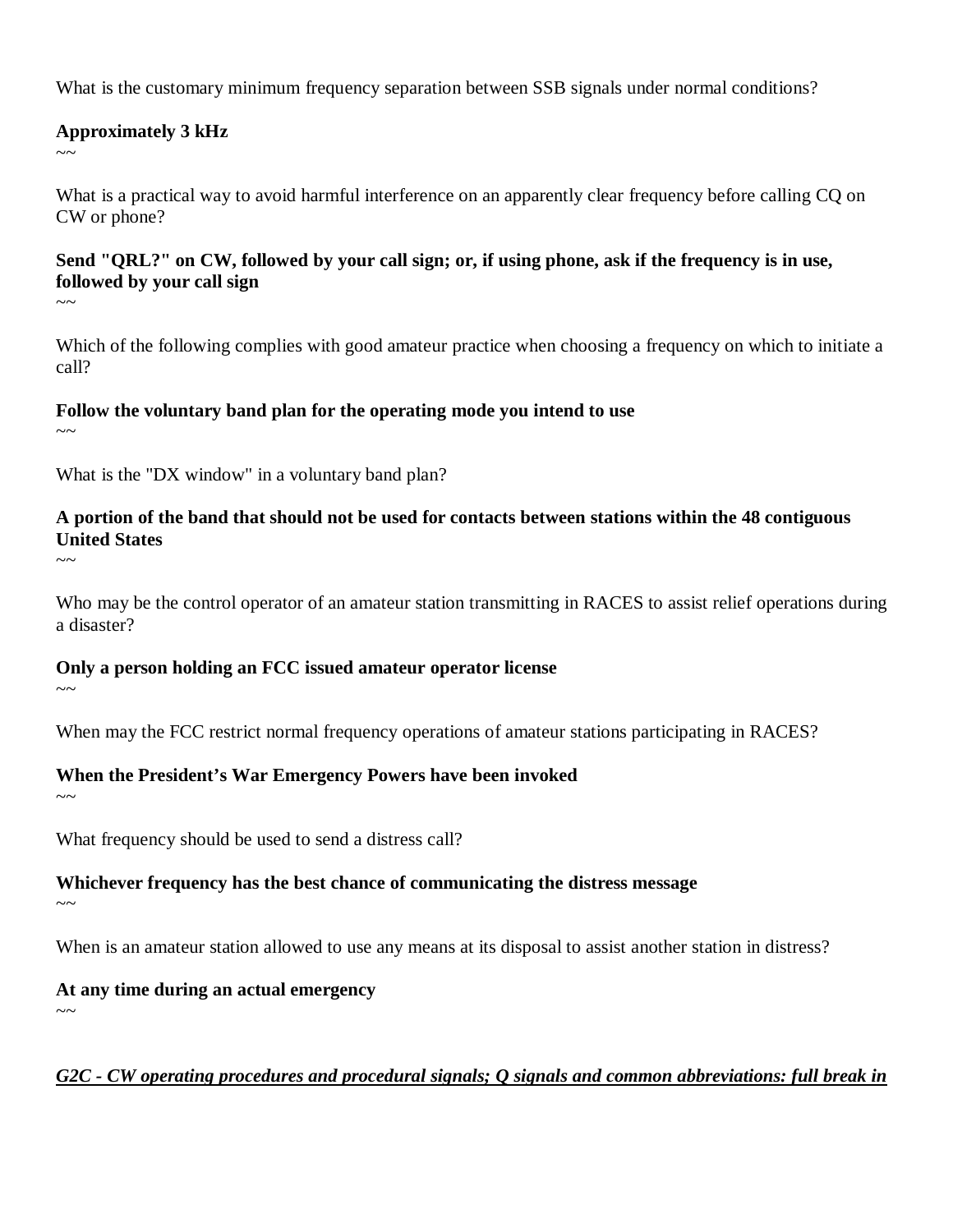What is the customary minimum frequency separation between SSB signals under normal conditions?

**Approximately 3 kHz**

~~

What is a practical way to avoid harmful interference on an apparently clear frequency before calling CQ on CW or phone?

**Send "QRL?" on CW, followed by your call sign; or, if using phone, ask if the frequency is in use, followed by your call sign**

~~

Which of the following complies with good amateur practice when choosing a frequency on which to initiate a call?

**Follow the voluntary band plan for the operating mode you intend to use**

~~

What is the "DX window" in a voluntary band plan?

**A portion of the band that should not be used for contacts between stations within the 48 contiguous United States**

~~

Who may be the control operator of an amateur station transmitting in RACES to assist relief operations during a disaster?

**Only a person holding an FCC issued amateur operator license**

~~

When may the FCC restrict normal frequency operations of amateur stations participating in RACES?

**When the President's War Emergency Powers have been invoked**

~~

What frequency should be used to send a distress call?

**Whichever frequency has the best chance of communicating the distress message**

~~

When is an amateur station allowed to use any means at its disposal to assist another station in distress?

**At any time during an actual emergency**

~~

***G2C - CW operating procedures and procedural signals; Q signals and common abbreviations: full break in***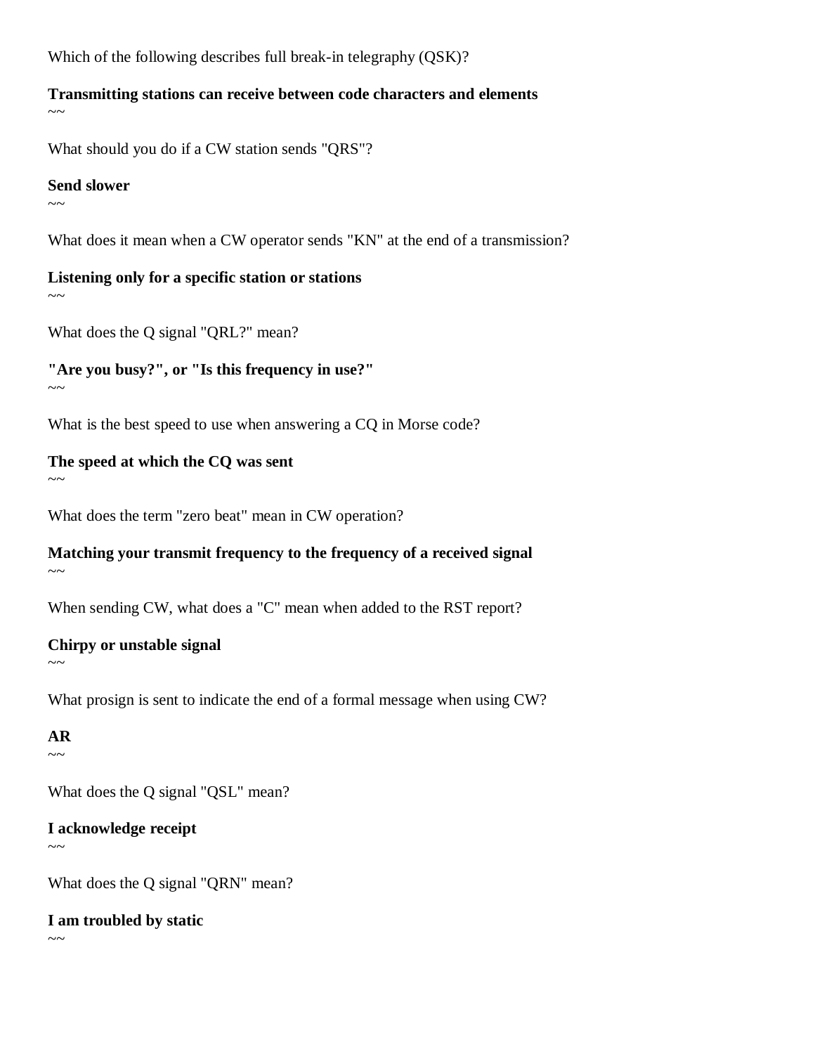Which of the following describes full break-in telegraphy (QSK)?

**Transmitting stations can receive between code characters and elements**

~~

What should you do if a CW station sends "QRS"?

**Send slower**

~~

What does it mean when a CW operator sends "KN" at the end of a transmission?

**Listening only for a specific station or stations**

~~

What does the Q signal "QRL?" mean?

**"Are you busy?", or "Is this frequency in use?"**

~~

What is the best speed to use when answering a CQ in Morse code?

**The speed at which the CQ was sent**

~~

What does the term "zero beat" mean in CW operation?

**Matching your transmit frequency to the frequency of a received signal**

~~

When sending CW, what does a "C" mean when added to the RST report?

**Chirpy or unstable signal**

~~

What prosign is sent to indicate the end of a formal message when using CW?

**AR**

~~

What does the Q signal "QSL" mean?

**I acknowledge receipt**

~~

What does the Q signal "QRN" mean?

**I am troubled by static**

~~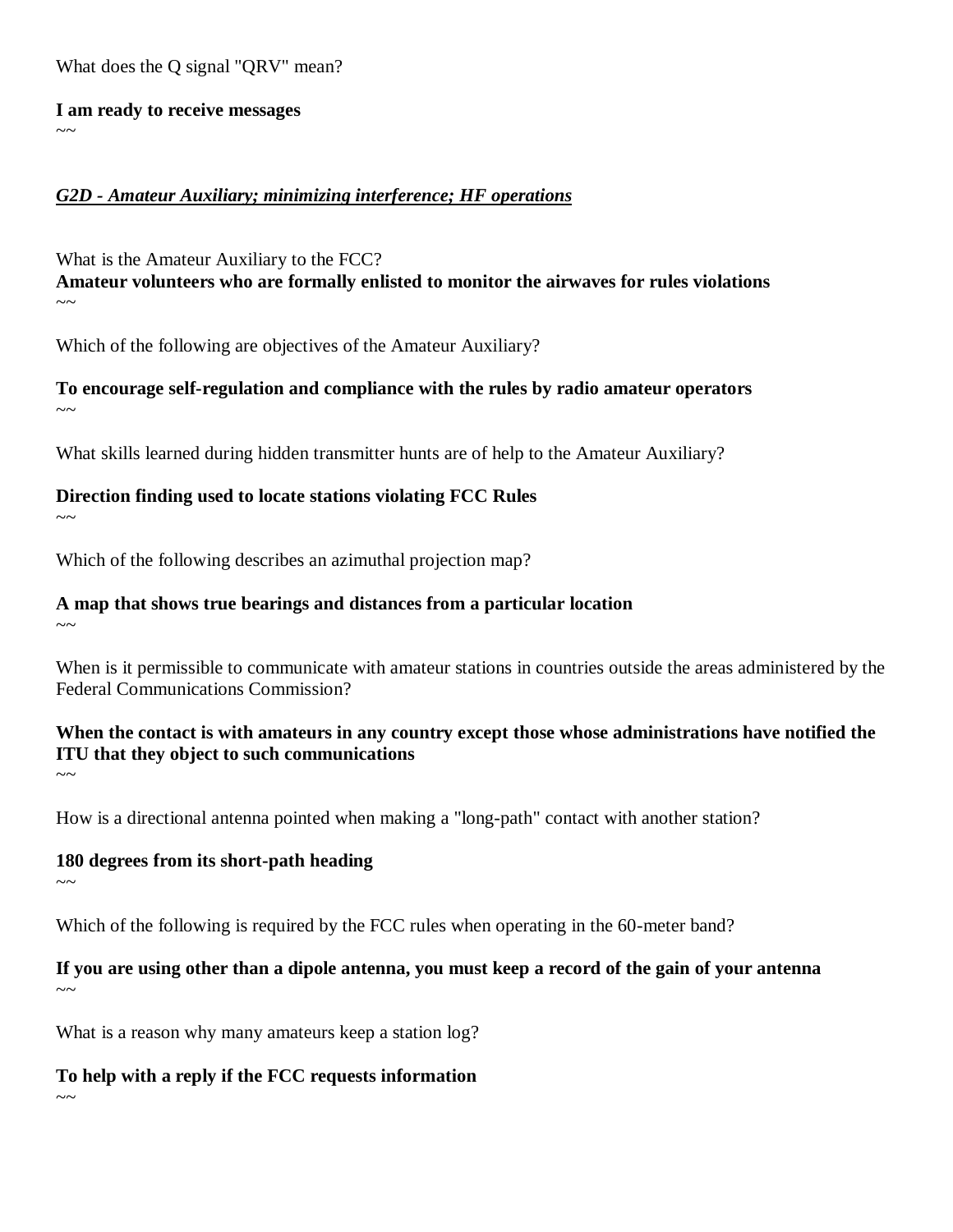What does the Q signal "QRV" mean?

**I am ready to receive messages**
~~

***G2D - Amateur Auxiliary; minimizing interference; HF operations***

What is the Amateur Auxiliary to the FCC?
**Amateur volunteers who are formally enlisted to monitor the airwaves for rules violations**
~~

Which of the following are objectives of the Amateur Auxiliary?

**To encourage self-regulation and compliance with the rules by radio amateur operators**
~~

What skills learned during hidden transmitter hunts are of help to the Amateur Auxiliary?

**Direction finding used to locate stations violating FCC Rules**
~~

Which of the following describes an azimuthal projection map?

**A map that shows true bearings and distances from a particular location**
~~

When is it permissible to communicate with amateur stations in countries outside the areas administered by the Federal Communications Commission?

**When the contact is with amateurs in any country except those whose administrations have notified the ITU that they object to such communications**
~~

How is a directional antenna pointed when making a "long-path" contact with another station?

**180 degrees from its short-path heading**
~~

Which of the following is required by the FCC rules when operating in the 60-meter band?

**If you are using other than a dipole antenna, you must keep a record of the gain of your antenna**
~~

What is a reason why many amateurs keep a station log?

**To help with a reply if the FCC requests information**
~~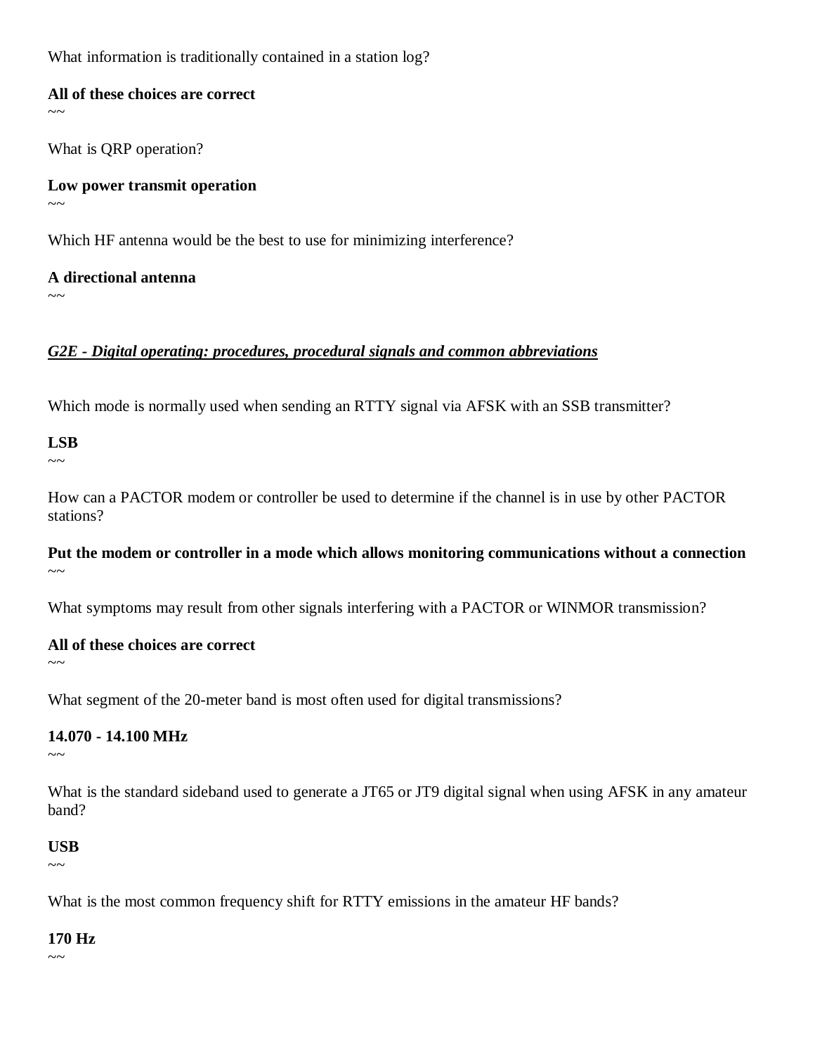What information is traditionally contained in a station log?

**All of these choices are correct**
~~

What is QRP operation?

**Low power transmit operation**
~~

Which HF antenna would be the best to use for minimizing interference?

**A directional antenna**
~~

***G2E - Digital operating: procedures, procedural signals and common abbreviations***

Which mode is normally used when sending an RTTY signal via AFSK with an SSB transmitter?

**LSB**
~~

How can a PACTOR modem or controller be used to determine if the channel is in use by other PACTOR stations?

**Put the modem or controller in a mode which allows monitoring communications without a connection**
~~

What symptoms may result from other signals interfering with a PACTOR or WINMOR transmission?

**All of these choices are correct**
~~

What segment of the 20-meter band is most often used for digital transmissions?

**14.070 - 14.100 MHz**
~~

What is the standard sideband used to generate a JT65 or JT9 digital signal when using AFSK in any amateur band?

**USB**
~~

What is the most common frequency shift for RTTY emissions in the amateur HF bands?

**170 Hz**
~~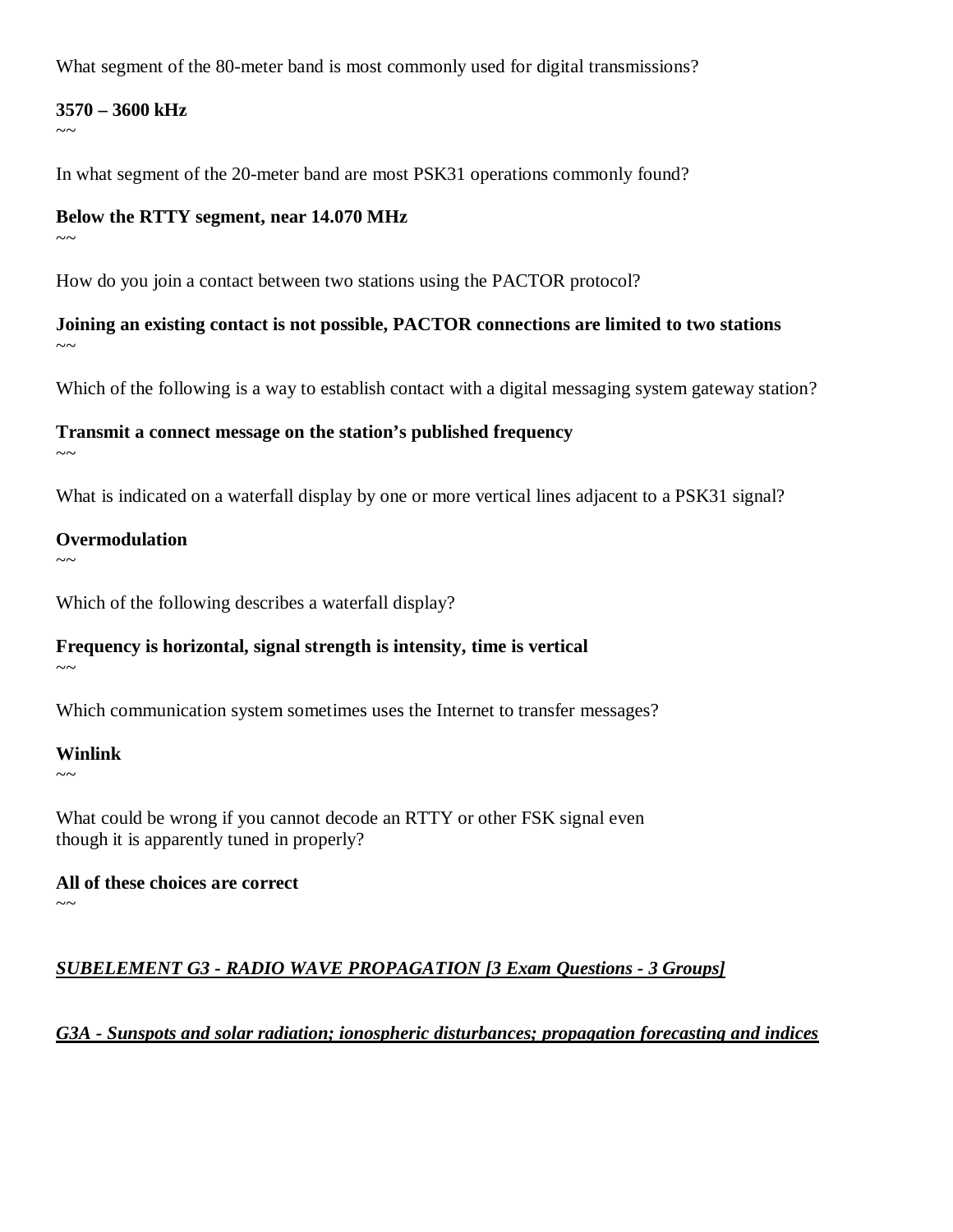What segment of the 80-meter band is most commonly used for digital transmissions?

**3570 – 3600 kHz**

~~

In what segment of the 20-meter band are most PSK31 operations commonly found?

**Below the RTTY segment, near 14.070 MHz**

~~

How do you join a contact between two stations using the PACTOR protocol?

**Joining an existing contact is not possible, PACTOR connections are limited to two stations**

~~

Which of the following is a way to establish contact with a digital messaging system gateway station?

**Transmit a connect message on the station's published frequency**

~~

What is indicated on a waterfall display by one or more vertical lines adjacent to a PSK31 signal?

**Overmodulation**

~~

Which of the following describes a waterfall display?

**Frequency is horizontal, signal strength is intensity, time is vertical**

~~

Which communication system sometimes uses the Internet to transfer messages?

**Winlink**

~~

What could be wrong if you cannot decode an RTTY or other FSK signal even though it is apparently tuned in properly?

**All of these choices are correct**

~~

## ***SUBELEMENT G3 - RADIO WAVE PROPAGATION [3 Exam Questions - 3 Groups]***

### ***G3A - Sunspots and solar radiation; ionospheric disturbances; propagation forecasting and indices***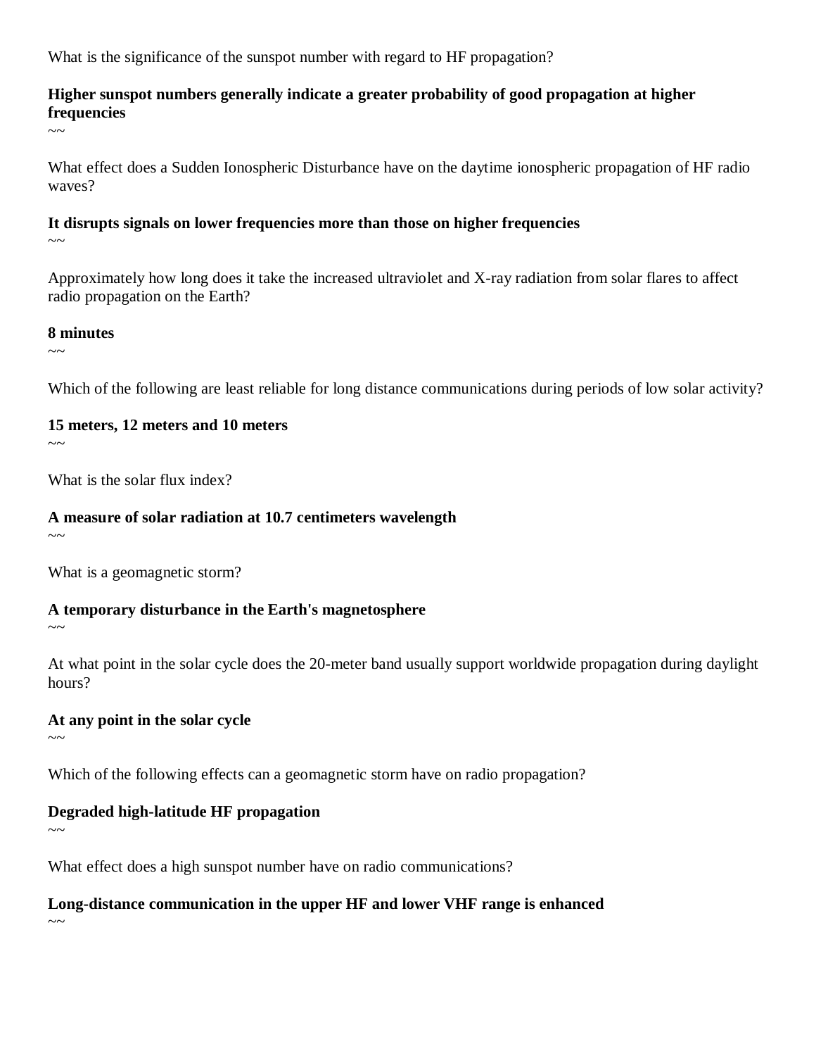What is the significance of the sunspot number with regard to HF propagation?

**Higher sunspot numbers generally indicate a greater probability of good propagation at higher frequencies**

~~

What effect does a Sudden Ionospheric Disturbance have on the daytime ionospheric propagation of HF radio waves?

**It disrupts signals on lower frequencies more than those on higher frequencies**

~~

Approximately how long does it take the increased ultraviolet and X-ray radiation from solar flares to affect radio propagation on the Earth?

**8 minutes**

~~

Which of the following are least reliable for long distance communications during periods of low solar activity?

**15 meters, 12 meters and 10 meters**

~~

What is the solar flux index?

**A measure of solar radiation at 10.7 centimeters wavelength**

~~

What is a geomagnetic storm?

**A temporary disturbance in the Earth's magnetosphere**

~~

At what point in the solar cycle does the 20-meter band usually support worldwide propagation during daylight hours?

**At any point in the solar cycle**

~~

Which of the following effects can a geomagnetic storm have on radio propagation?

**Degraded high-latitude HF propagation**

~~

What effect does a high sunspot number have on radio communications?

**Long-distance communication in the upper HF and lower VHF range is enhanced**

~~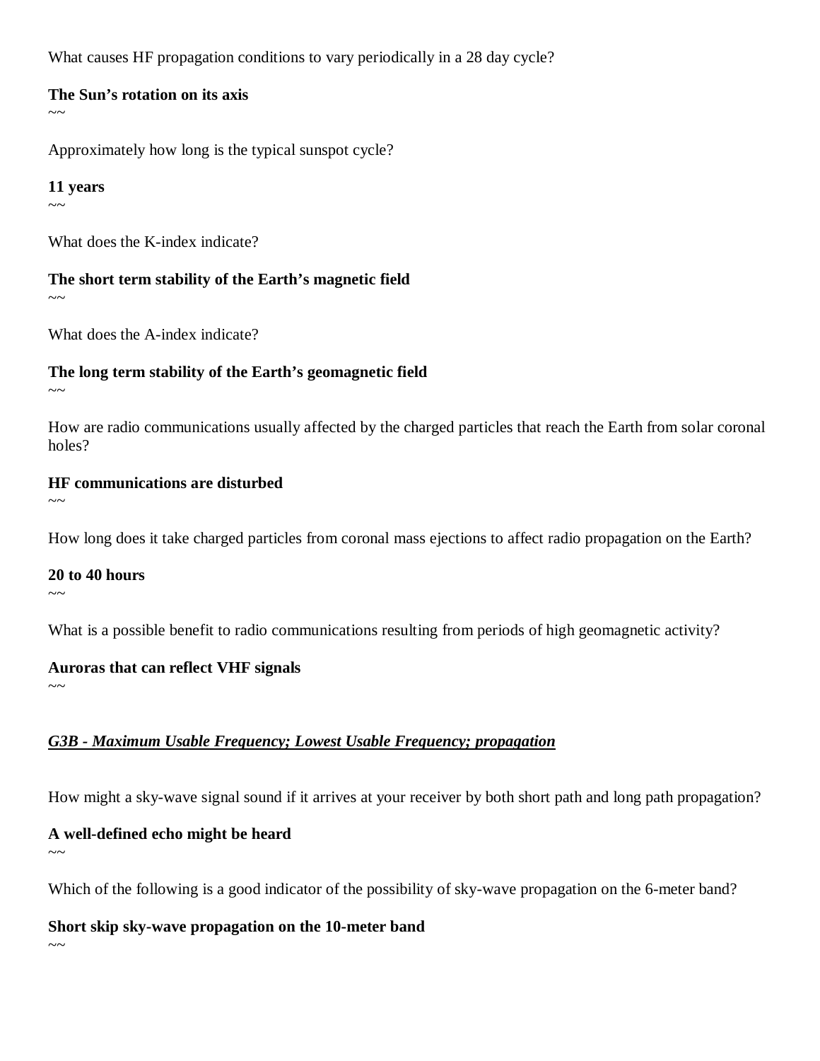What causes HF propagation conditions to vary periodically in a 28 day cycle?

**The Sun's rotation on its axis**
~~

Approximately how long is the typical sunspot cycle?

**11 years**
~~

What does the K-index indicate?

**The short term stability of the Earth's magnetic field**
~~

What does the A-index indicate?

**The long term stability of the Earth's geomagnetic field**
~~

How are radio communications usually affected by the charged particles that reach the Earth from solar coronal holes?

**HF communications are disturbed**
~~

How long does it take charged particles from coronal mass ejections to affect radio propagation on the Earth?

**20 to 40 hours**
~~

What is a possible benefit to radio communications resulting from periods of high geomagnetic activity?

**Auroras that can reflect VHF signals**
~~

***<u>G3B - Maximum Usable Frequency; Lowest Usable Frequency; propagation</u>***

How might a sky-wave signal sound if it arrives at your receiver by both short path and long path propagation?

**A well-defined echo might be heard**
~~

Which of the following is a good indicator of the possibility of sky-wave propagation on the 6-meter band?

**Short skip sky-wave propagation on the 10-meter band**
~~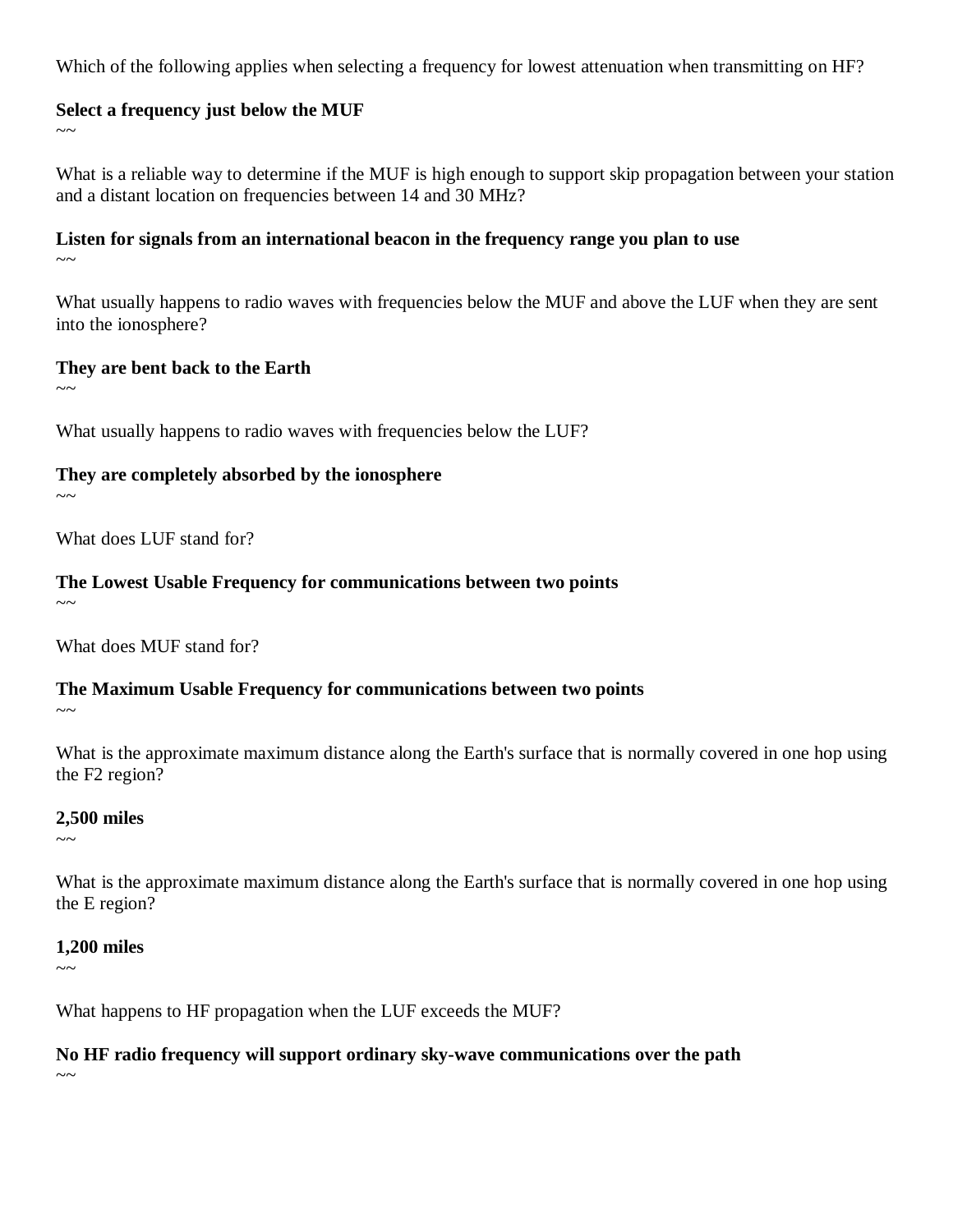Which of the following applies when selecting a frequency for lowest attenuation when transmitting on HF?

**Select a frequency just below the MUF**

~~

What is a reliable way to determine if the MUF is high enough to support skip propagation between your station and a distant location on frequencies between 14 and 30 MHz?

**Listen for signals from an international beacon in the frequency range you plan to use**

~~

What usually happens to radio waves with frequencies below the MUF and above the LUF when they are sent into the ionosphere?

**They are bent back to the Earth**

~~

What usually happens to radio waves with frequencies below the LUF?

**They are completely absorbed by the ionosphere**

~~

What does LUF stand for?

**The Lowest Usable Frequency for communications between two points**

~~

What does MUF stand for?

**The Maximum Usable Frequency for communications between two points**

~~

What is the approximate maximum distance along the Earth's surface that is normally covered in one hop using the F2 region?

**2,500 miles**

~~

What is the approximate maximum distance along the Earth's surface that is normally covered in one hop using the E region?

**1,200 miles**

~~

What happens to HF propagation when the LUF exceeds the MUF?

**No HF radio frequency will support ordinary sky-wave communications over the path**

~~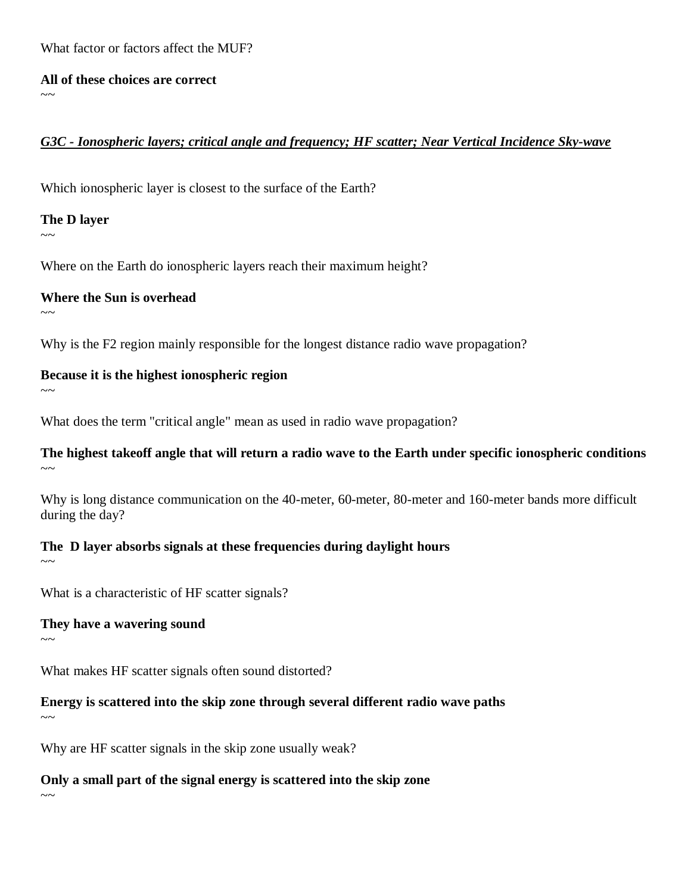What factor or factors affect the MUF?

**All of these choices are correct**

~~

***G3C - Ionospheric layers; critical angle and frequency; HF scatter; Near Vertical Incidence Sky-wave***

Which ionospheric layer is closest to the surface of the Earth?

**The D layer**

~~

Where on the Earth do ionospheric layers reach their maximum height?

**Where the Sun is overhead**

~~

Why is the F2 region mainly responsible for the longest distance radio wave propagation?

**Because it is the highest ionospheric region**

~~

What does the term "critical angle" mean as used in radio wave propagation?

**The highest takeoff angle that will return a radio wave to the Earth under specific ionospheric conditions**

~~

Why is long distance communication on the 40-meter, 60-meter, 80-meter and 160-meter bands more difficult during the day?

**The D layer absorbs signals at these frequencies during daylight hours**

~~

What is a characteristic of HF scatter signals?

**They have a wavering sound**

~~

What makes HF scatter signals often sound distorted?

**Energy is scattered into the skip zone through several different radio wave paths**

~~

Why are HF scatter signals in the skip zone usually weak?

**Only a small part of the signal energy is scattered into the skip zone**

~~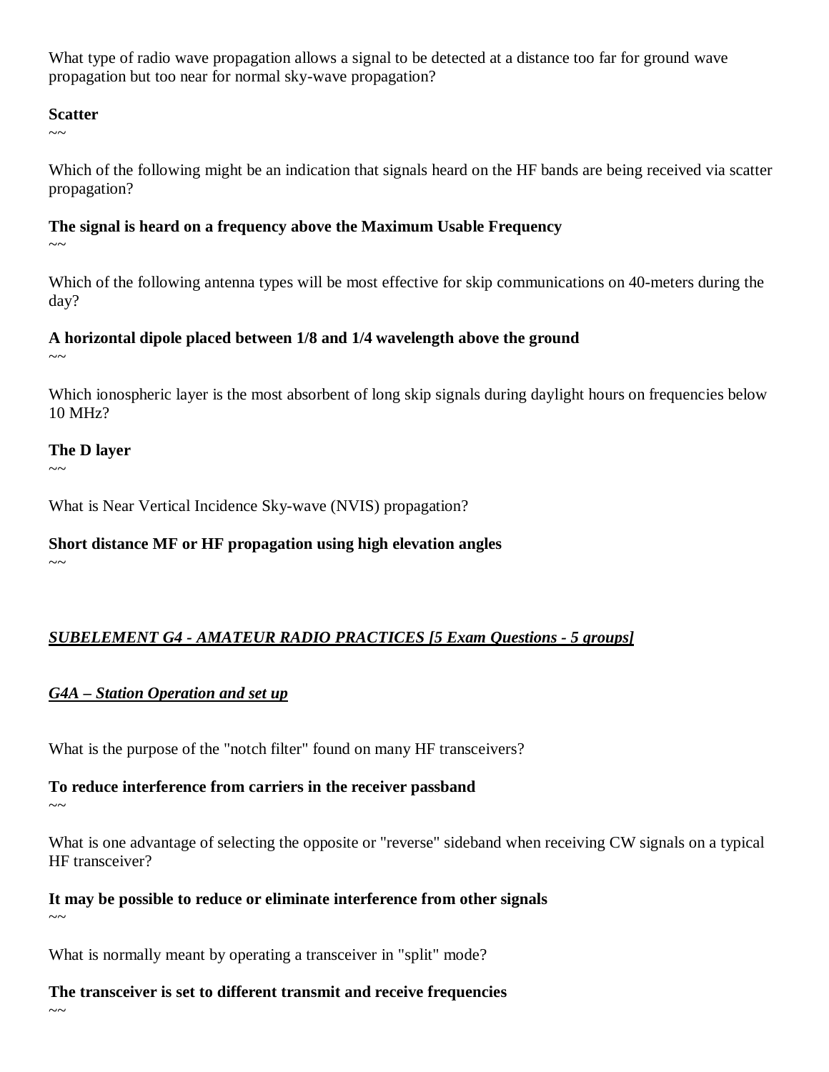What type of radio wave propagation allows a signal to be detected at a distance too far for ground wave propagation but too near for normal sky-wave propagation?

**Scatter**

~~

Which of the following might be an indication that signals heard on the HF bands are being received via scatter propagation?

**The signal is heard on a frequency above the Maximum Usable Frequency**

~~

Which of the following antenna types will be most effective for skip communications on 40-meters during the day?

**A horizontal dipole placed between 1/8 and 1/4 wavelength above the ground**

~~

Which ionospheric layer is the most absorbent of long skip signals during daylight hours on frequencies below 10 MHz?

**The D layer**

~~

What is Near Vertical Incidence Sky-wave (NVIS) propagation?

**Short distance MF or HF propagation using high elevation angles**

~~

## ***SUBELEMENT G4 - AMATEUR RADIO PRACTICES [5 Exam Questions - 5 groups]***

### ***G4A – Station Operation and set up***

What is the purpose of the "notch filter" found on many HF transceivers?

**To reduce interference from carriers in the receiver passband**

~~

What is one advantage of selecting the opposite or "reverse" sideband when receiving CW signals on a typical HF transceiver?

**It may be possible to reduce or eliminate interference from other signals**

~~

What is normally meant by operating a transceiver in "split" mode?

**The transceiver is set to different transmit and receive frequencies**

~~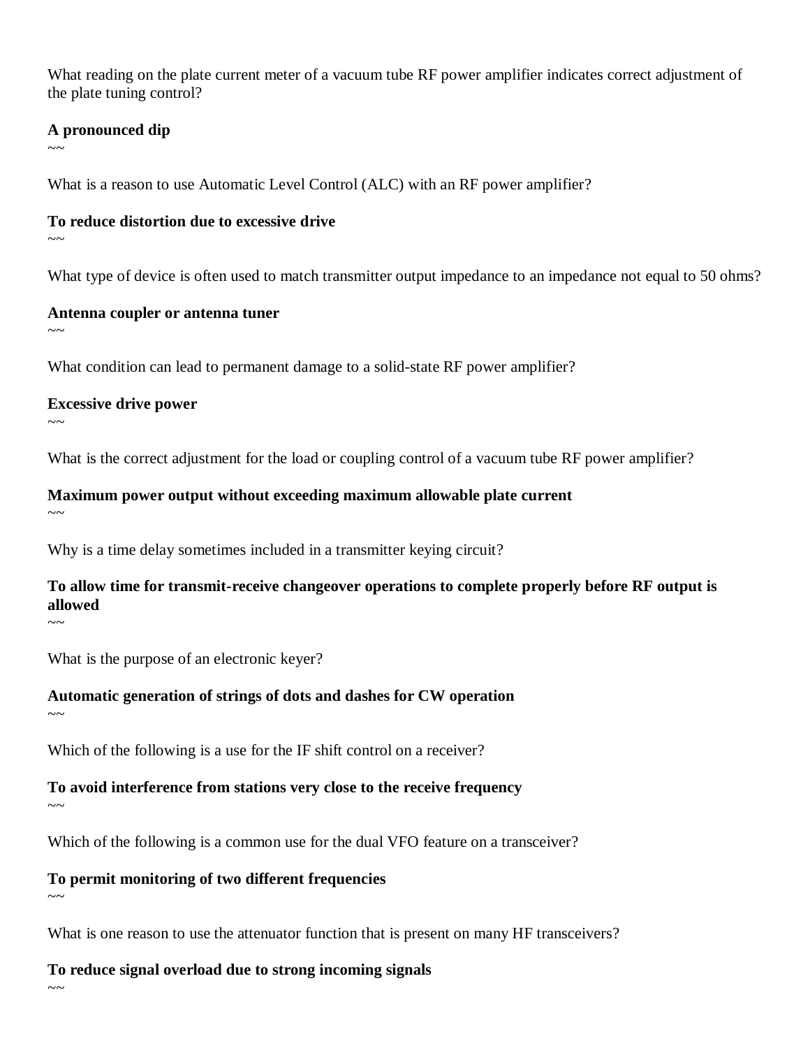What reading on the plate current meter of a vacuum tube RF power amplifier indicates correct adjustment of the plate tuning control?

**A pronounced dip**

~~

What is a reason to use Automatic Level Control (ALC) with an RF power amplifier?

**To reduce distortion due to excessive drive**

~~

What type of device is often used to match transmitter output impedance to an impedance not equal to 50 ohms?

**Antenna coupler or antenna tuner**

~~

What condition can lead to permanent damage to a solid-state RF power amplifier?

**Excessive drive power**

~~

What is the correct adjustment for the load or coupling control of a vacuum tube RF power amplifier?

**Maximum power output without exceeding maximum allowable plate current**

~~

Why is a time delay sometimes included in a transmitter keying circuit?

**To allow time for transmit-receive changeover operations to complete properly before RF output is allowed**

~~

What is the purpose of an electronic keyer?

**Automatic generation of strings of dots and dashes for CW operation**

~~

Which of the following is a use for the IF shift control on a receiver?

**To avoid interference from stations very close to the receive frequency**

~~

Which of the following is a common use for the dual VFO feature on a transceiver?

**To permit monitoring of two different frequencies**

~~

What is one reason to use the attenuator function that is present on many HF transceivers?

**To reduce signal overload due to strong incoming signals**

~~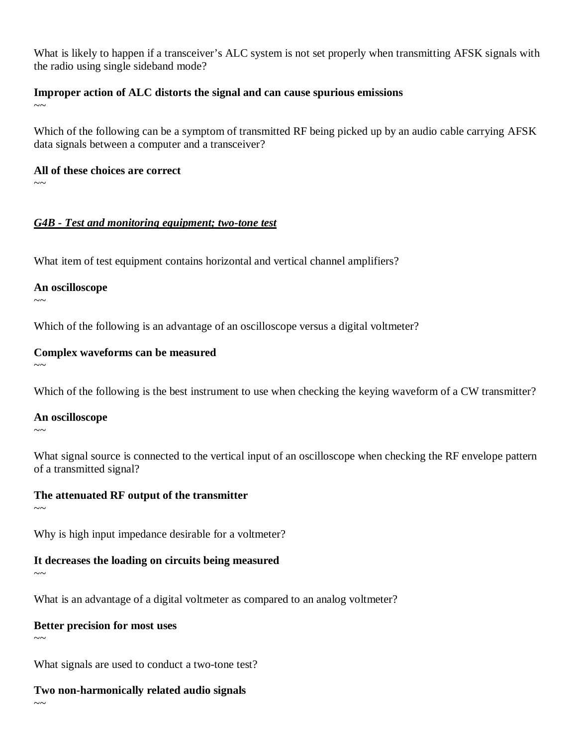What is likely to happen if a transceiver's ALC system is not set properly when transmitting AFSK signals with the radio using single sideband mode?

**Improper action of ALC distorts the signal and can cause spurious emissions**

~~

Which of the following can be a symptom of transmitted RF being picked up by an audio cable carrying AFSK data signals between a computer and a transceiver?

**All of these choices are correct**

~~

***G4B - Test and monitoring equipment; two-tone test***

What item of test equipment contains horizontal and vertical channel amplifiers?

**An oscilloscope**

~~

Which of the following is an advantage of an oscilloscope versus a digital voltmeter?

**Complex waveforms can be measured**

~~

Which of the following is the best instrument to use when checking the keying waveform of a CW transmitter?

**An oscilloscope**

~~

What signal source is connected to the vertical input of an oscilloscope when checking the RF envelope pattern of a transmitted signal?

**The attenuated RF output of the transmitter**

~~

Why is high input impedance desirable for a voltmeter?

**It decreases the loading on circuits being measured**

~~

What is an advantage of a digital voltmeter as compared to an analog voltmeter?

**Better precision for most uses**

~~

What signals are used to conduct a two-tone test?

**Two non-harmonically related audio signals**

~~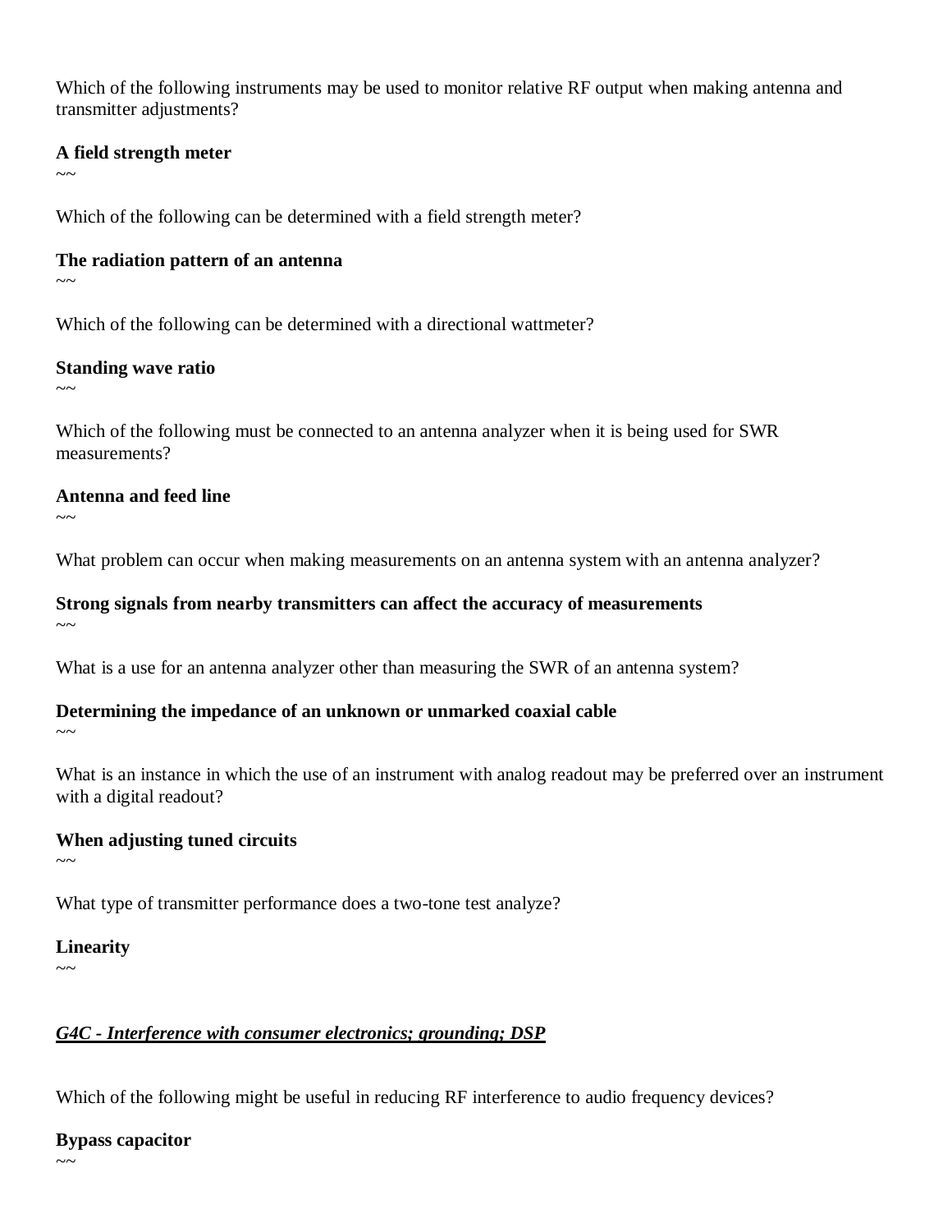Which of the following instruments may be used to monitor relative RF output when making antenna and transmitter adjustments?

**A field strength meter**

~~

Which of the following can be determined with a field strength meter?

**The radiation pattern of an antenna**

~~

Which of the following can be determined with a directional wattmeter?

**Standing wave ratio**

~~

Which of the following must be connected to an antenna analyzer when it is being used for SWR measurements?

**Antenna and feed line**

~~

What problem can occur when making measurements on an antenna system with an antenna analyzer?

**Strong signals from nearby transmitters can affect the accuracy of measurements**

~~

What is a use for an antenna analyzer other than measuring the SWR of an antenna system?

**Determining the impedance of an unknown or unmarked coaxial cable**

~~

What is an instance in which the use of an instrument with analog readout may be preferred over an instrument with a digital readout?

**When adjusting tuned circuits**

~~

What type of transmitter performance does a two-tone test analyze?

**Linearity**

~~

***G4C - Interference with consumer electronics; grounding; DSP***

Which of the following might be useful in reducing RF interference to audio frequency devices?

**Bypass capacitor**

~~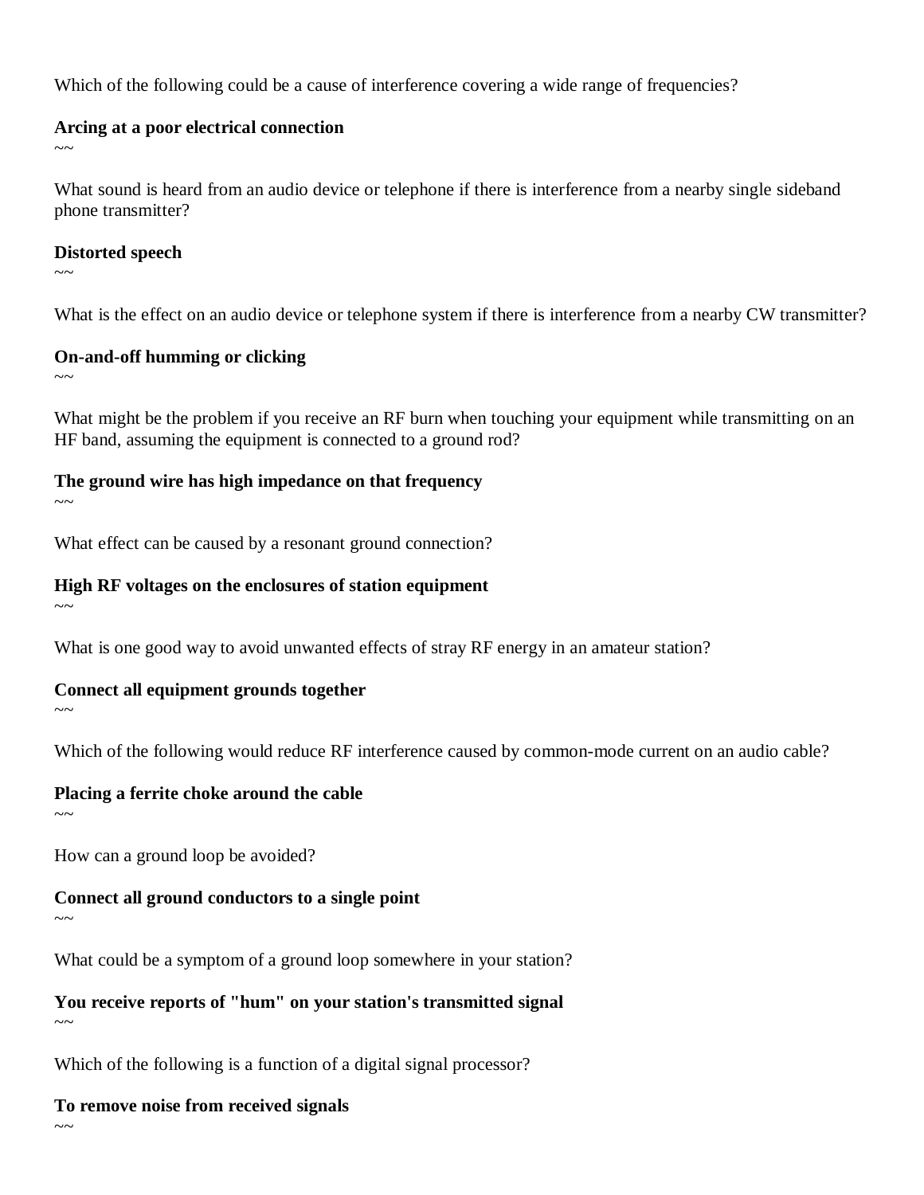Which of the following could be a cause of interference covering a wide range of frequencies?

**Arcing at a poor electrical connection**
~~

What sound is heard from an audio device or telephone if there is interference from a nearby single sideband phone transmitter?

**Distorted speech**
~~

What is the effect on an audio device or telephone system if there is interference from a nearby CW transmitter?

**On-and-off humming or clicking**
~~

What might be the problem if you receive an RF burn when touching your equipment while transmitting on an HF band, assuming the equipment is connected to a ground rod?

**The ground wire has high impedance on that frequency**
~~

What effect can be caused by a resonant ground connection?

**High RF voltages on the enclosures of station equipment**
~~

What is one good way to avoid unwanted effects of stray RF energy in an amateur station?

**Connect all equipment grounds together**
~~

Which of the following would reduce RF interference caused by common-mode current on an audio cable?

**Placing a ferrite choke around the cable**
~~

How can a ground loop be avoided?

**Connect all ground conductors to a single point**
~~

What could be a symptom of a ground loop somewhere in your station?

**You receive reports of "hum" on your station's transmitted signal**
~~

Which of the following is a function of a digital signal processor?

**To remove noise from received signals**
~~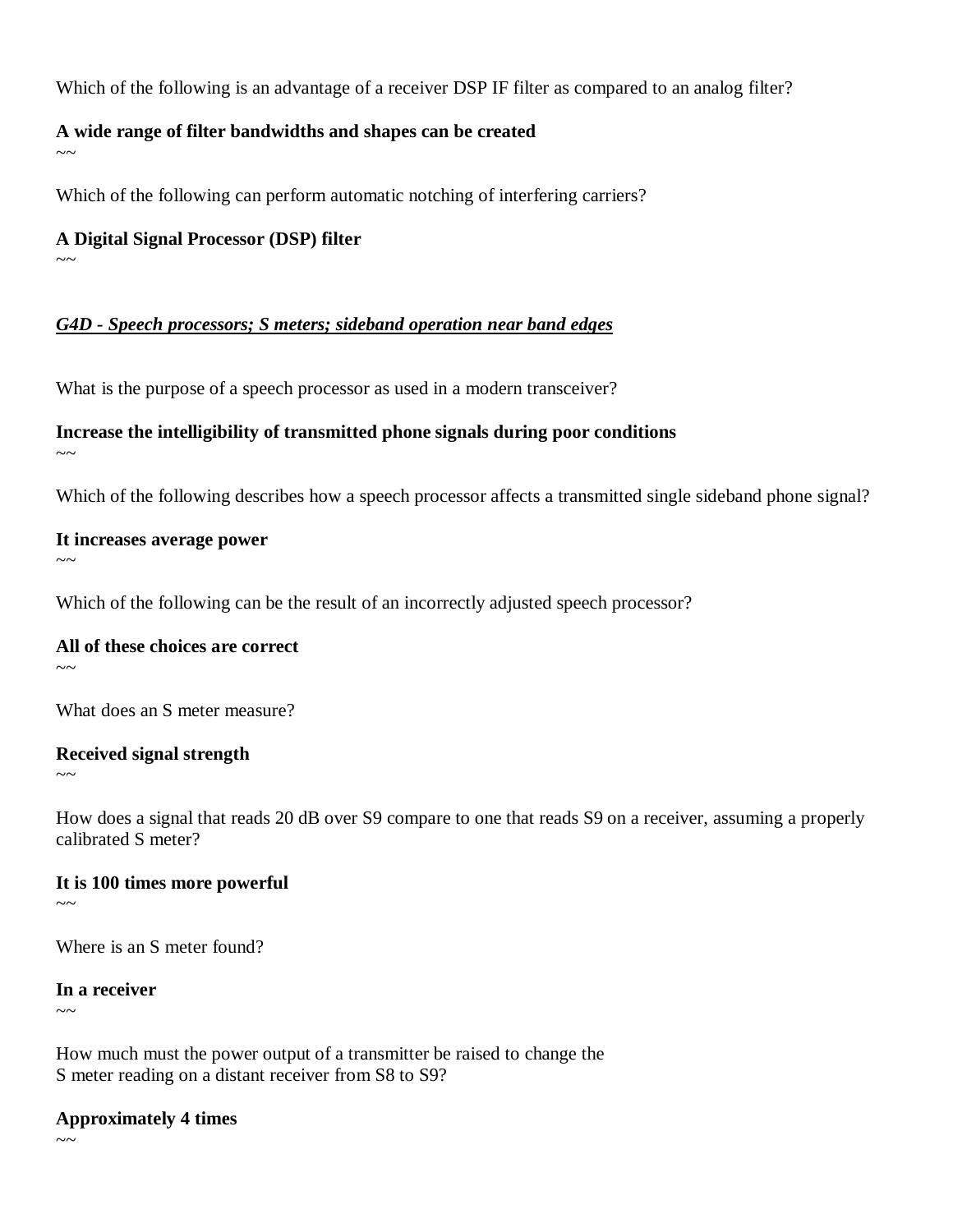Which of the following is an advantage of a receiver DSP IF filter as compared to an analog filter?

**A wide range of filter bandwidths and shapes can be created**
~~

Which of the following can perform automatic notching of interfering carriers?

**A Digital Signal Processor (DSP) filter**
~~

***G4D - Speech processors; S meters; sideband operation near band edges***

What is the purpose of a speech processor as used in a modern transceiver?

**Increase the intelligibility of transmitted phone signals during poor conditions**
~~

Which of the following describes how a speech processor affects a transmitted single sideband phone signal?

**It increases average power**
~~

Which of the following can be the result of an incorrectly adjusted speech processor?

**All of these choices are correct**
~~

What does an S meter measure?

**Received signal strength**
~~

How does a signal that reads 20 dB over S9 compare to one that reads S9 on a receiver, assuming a properly calibrated S meter?

**It is 100 times more powerful**
~~

Where is an S meter found?

**In a receiver**
~~

How much must the power output of a transmitter be raised to change the
S meter reading on a distant receiver from S8 to S9?

**Approximately 4 times**
~~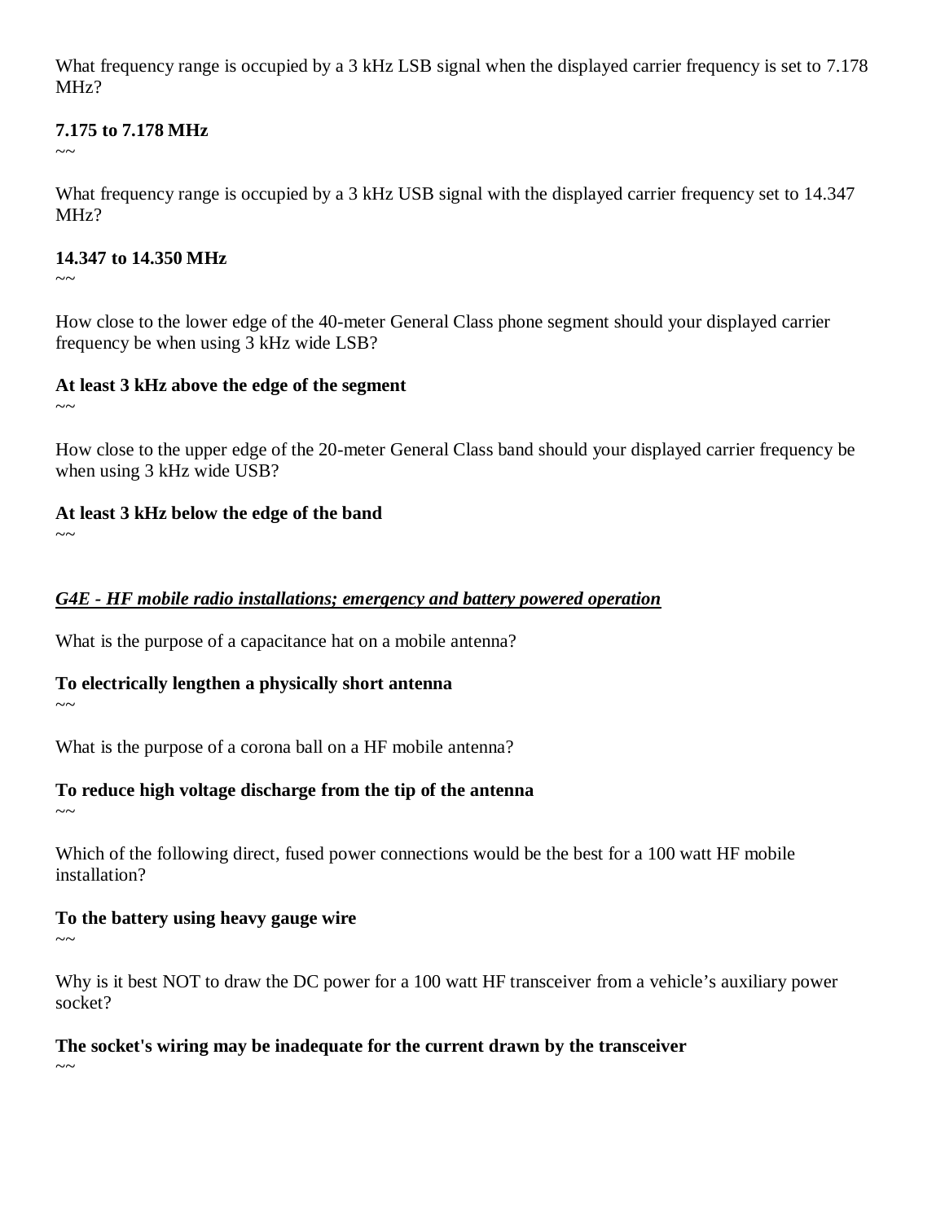What frequency range is occupied by a 3 kHz LSB signal when the displayed carrier frequency is set to 7.178 MHz?

**7.175 to 7.178 MHz**

~~

What frequency range is occupied by a 3 kHz USB signal with the displayed carrier frequency set to 14.347 MHz?

**14.347 to 14.350 MHz**

~~

How close to the lower edge of the 40-meter General Class phone segment should your displayed carrier frequency be when using 3 kHz wide LSB?

**At least 3 kHz above the edge of the segment**

~~

How close to the upper edge of the 20-meter General Class band should your displayed carrier frequency be when using 3 kHz wide USB?

**At least 3 kHz below the edge of the band**

~~

***G4E - HF mobile radio installations; emergency and battery powered operation***

What is the purpose of a capacitance hat on a mobile antenna?

**To electrically lengthen a physically short antenna**

~~

What is the purpose of a corona ball on a HF mobile antenna?

**To reduce high voltage discharge from the tip of the antenna**

~~

Which of the following direct, fused power connections would be the best for a 100 watt HF mobile installation?

**To the battery using heavy gauge wire**

~~

Why is it best NOT to draw the DC power for a 100 watt HF transceiver from a vehicle's auxiliary power socket?

**The socket's wiring may be inadequate for the current drawn by the transceiver**

~~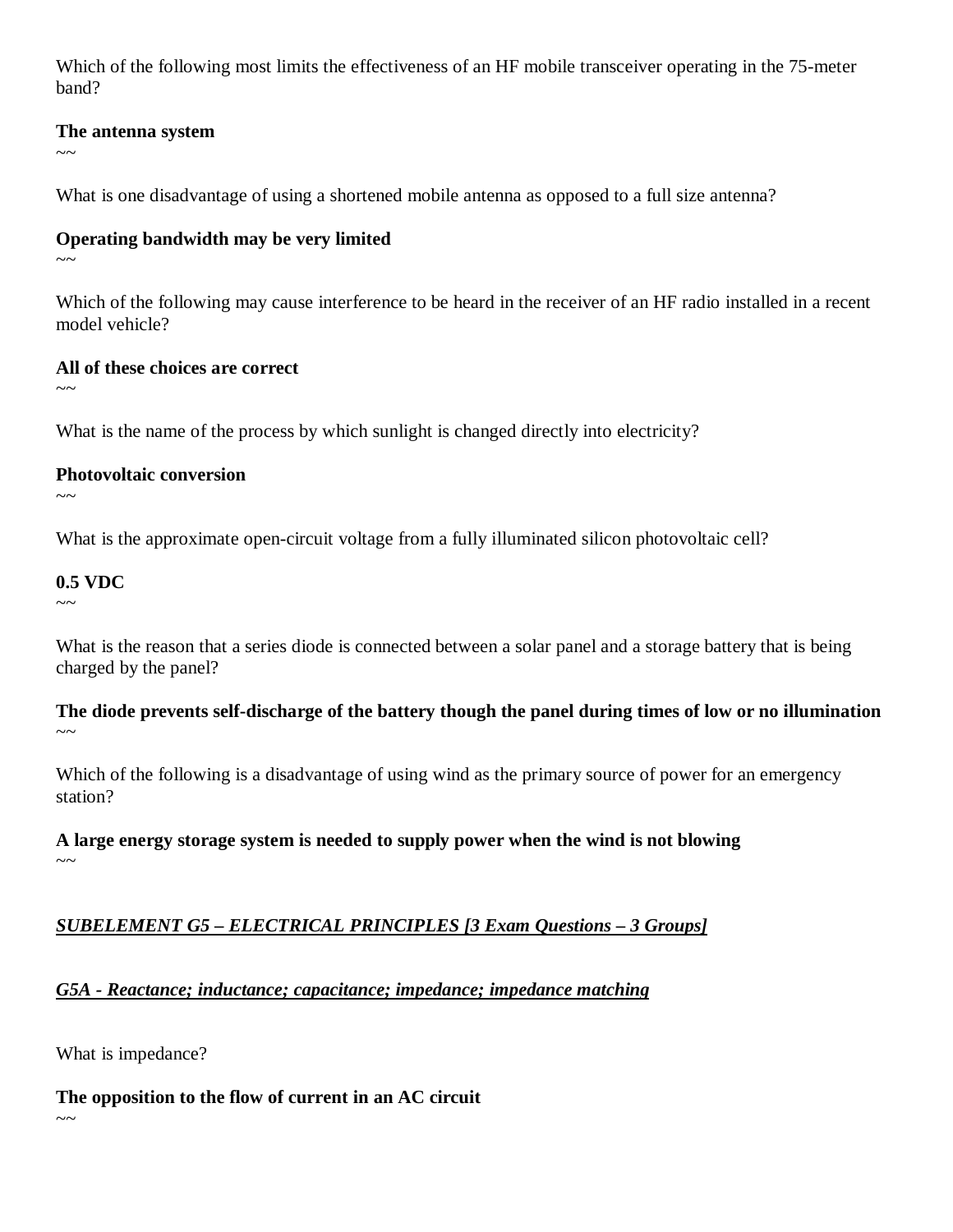Which of the following most limits the effectiveness of an HF mobile transceiver operating in the 75-meter band?

**The antenna system**
~~

What is one disadvantage of using a shortened mobile antenna as opposed to a full size antenna?

**Operating bandwidth may be very limited**
~~

Which of the following may cause interference to be heard in the receiver of an HF radio installed in a recent model vehicle?

**All of these choices are correct**
~~

What is the name of the process by which sunlight is changed directly into electricity?

**Photovoltaic conversion**
~~

What is the approximate open-circuit voltage from a fully illuminated silicon photovoltaic cell?

**0.5 VDC**
~~

What is the reason that a series diode is connected between a solar panel and a storage battery that is being charged by the panel?

**The diode prevents self-discharge of the battery though the panel during times of low or no illumination**
~~

Which of the following is a disadvantage of using wind as the primary source of power for an emergency station?

**A large energy storage system is needed to supply power when the wind is not blowing**
~~

***SUBELEMENT G5 – ELECTRICAL PRINCIPLES [3 Exam Questions – 3 Groups]***

***G5A - Reactance; inductance; capacitance; impedance; impedance matching***

What is impedance?

**The opposition to the flow of current in an AC circuit**
~~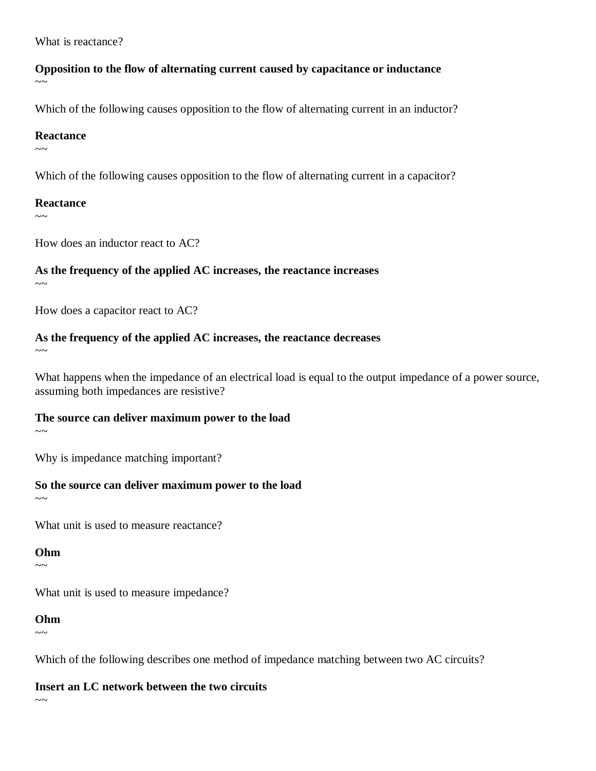What is reactance?

**Opposition to the flow of alternating current caused by capacitance or inductance**

~~

Which of the following causes opposition to the flow of alternating current in an inductor?

**Reactance**

~~

Which of the following causes opposition to the flow of alternating current in a capacitor?

**Reactance**

~~

How does an inductor react to AC?

**As the frequency of the applied AC increases, the reactance increases**

~~

How does a capacitor react to AC?

**As the frequency of the applied AC increases, the reactance decreases**

~~

What happens when the impedance of an electrical load is equal to the output impedance of a power source, assuming both impedances are resistive?

**The source can deliver maximum power to the load**

~~

Why is impedance matching important?

**So the source can deliver maximum power to the load**

~~

What unit is used to measure reactance?

**Ohm**

~~

What unit is used to measure impedance?

**Ohm**

~~

Which of the following describes one method of impedance matching between two AC circuits?

**Insert an LC network between the two circuits**

~~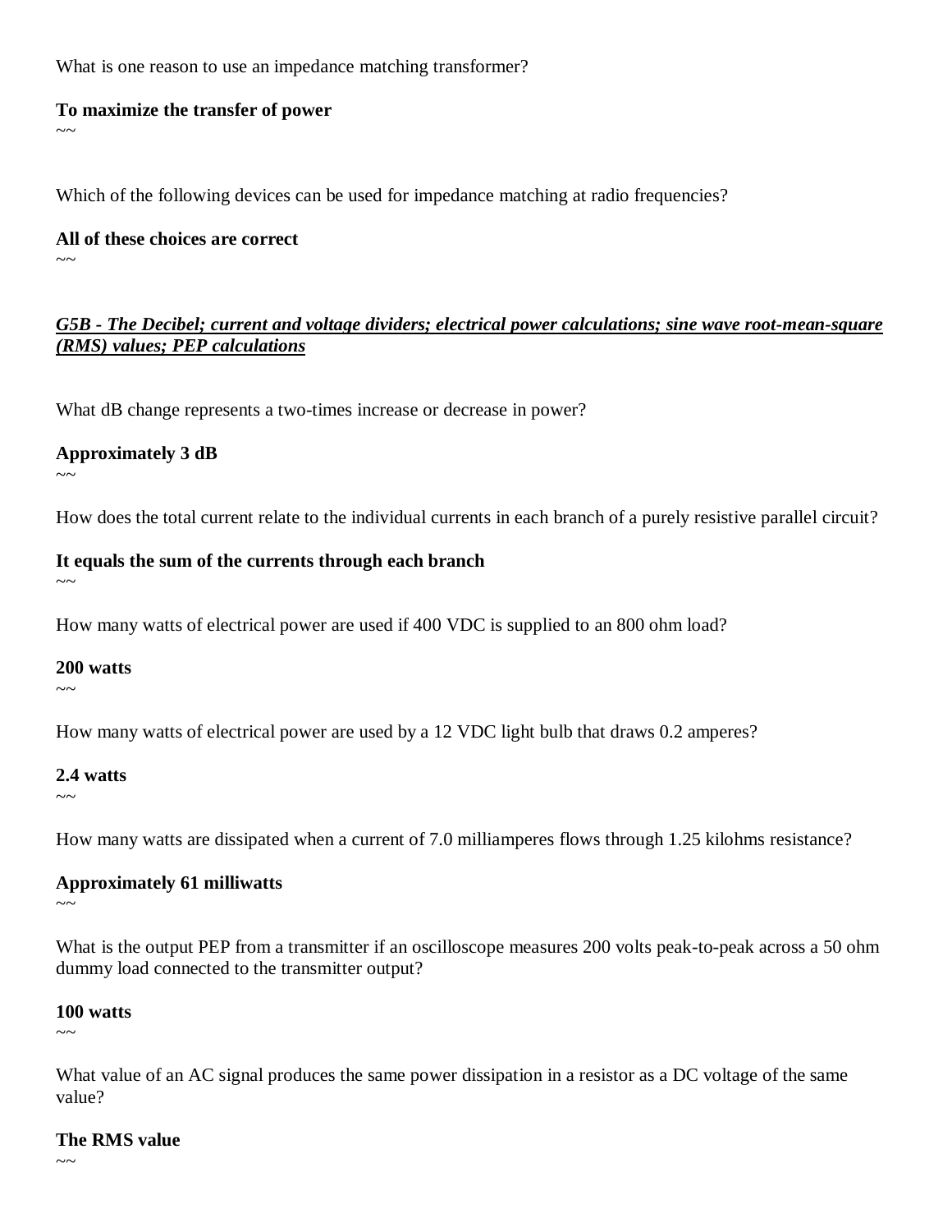What is one reason to use an impedance matching transformer?

**To maximize the transfer of power**

~~

Which of the following devices can be used for impedance matching at radio frequencies?

**All of these choices are correct**

~~

## ***G5B - The Decibel; current and voltage dividers; electrical power calculations; sine wave root-mean-square (RMS) values; PEP calculations***

What dB change represents a two-times increase or decrease in power?

**Approximately 3 dB**

~~

How does the total current relate to the individual currents in each branch of a purely resistive parallel circuit?

**It equals the sum of the currents through each branch**

~~

How many watts of electrical power are used if 400 VDC is supplied to an 800 ohm load?

**200 watts**

~~

How many watts of electrical power are used by a 12 VDC light bulb that draws 0.2 amperes?

**2.4 watts**

~~

How many watts are dissipated when a current of 7.0 milliamperes flows through 1.25 kilohms resistance?

**Approximately 61 milliwatts**

~~

What is the output PEP from a transmitter if an oscilloscope measures 200 volts peak-to-peak across a 50 ohm dummy load connected to the transmitter output?

**100 watts**

~~

What value of an AC signal produces the same power dissipation in a resistor as a DC voltage of the same value?

**The RMS value**

~~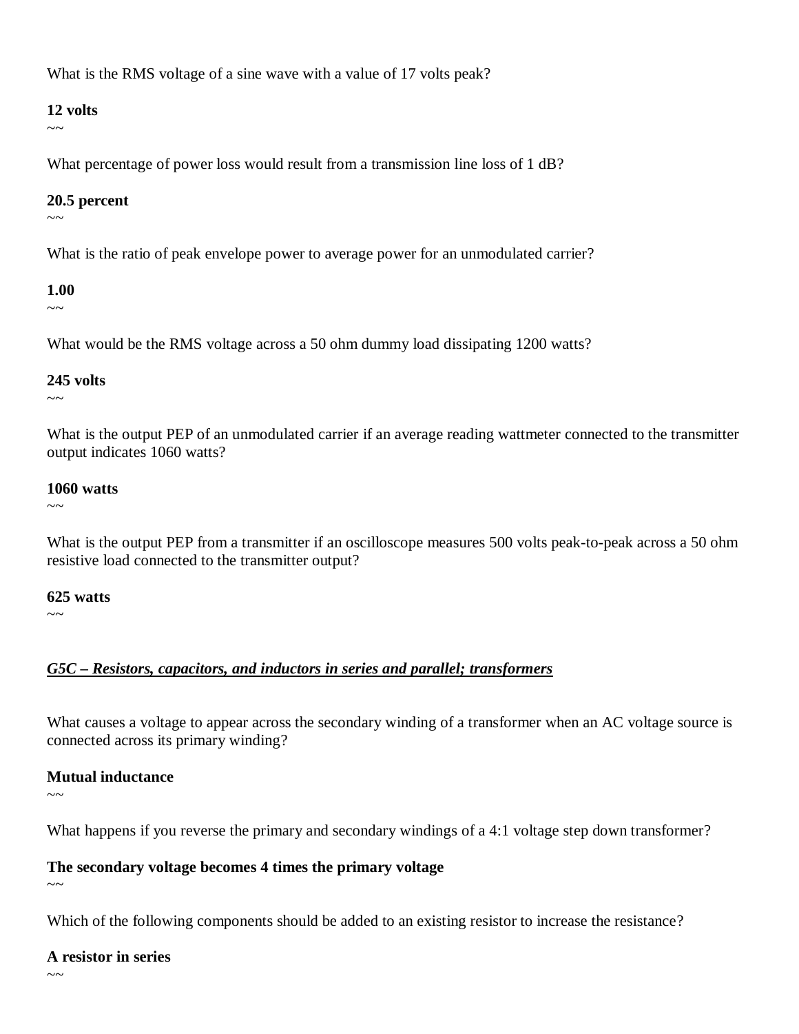What is the RMS voltage of a sine wave with a value of 17 volts peak?

**12 volts**

~~

What percentage of power loss would result from a transmission line loss of 1 dB?

**20.5 percent**

~~

What is the ratio of peak envelope power to average power for an unmodulated carrier?

**1.00**

~~

What would be the RMS voltage across a 50 ohm dummy load dissipating 1200 watts?

**245 volts**

~~

What is the output PEP of an unmodulated carrier if an average reading wattmeter connected to the transmitter output indicates 1060 watts?

**1060 watts**

~~

What is the output PEP from a transmitter if an oscilloscope measures 500 volts peak-to-peak across a 50 ohm resistive load connected to the transmitter output?

**625 watts**

~~

## ***G5C – Resistors, capacitors, and inductors in series and parallel; transformers***

What causes a voltage to appear across the secondary winding of a transformer when an AC voltage source is connected across its primary winding?

**Mutual inductance**

~~

What happens if you reverse the primary and secondary windings of a 4:1 voltage step down transformer?

**The secondary voltage becomes 4 times the primary voltage**

~~

Which of the following components should be added to an existing resistor to increase the resistance?

**A resistor in series**

~~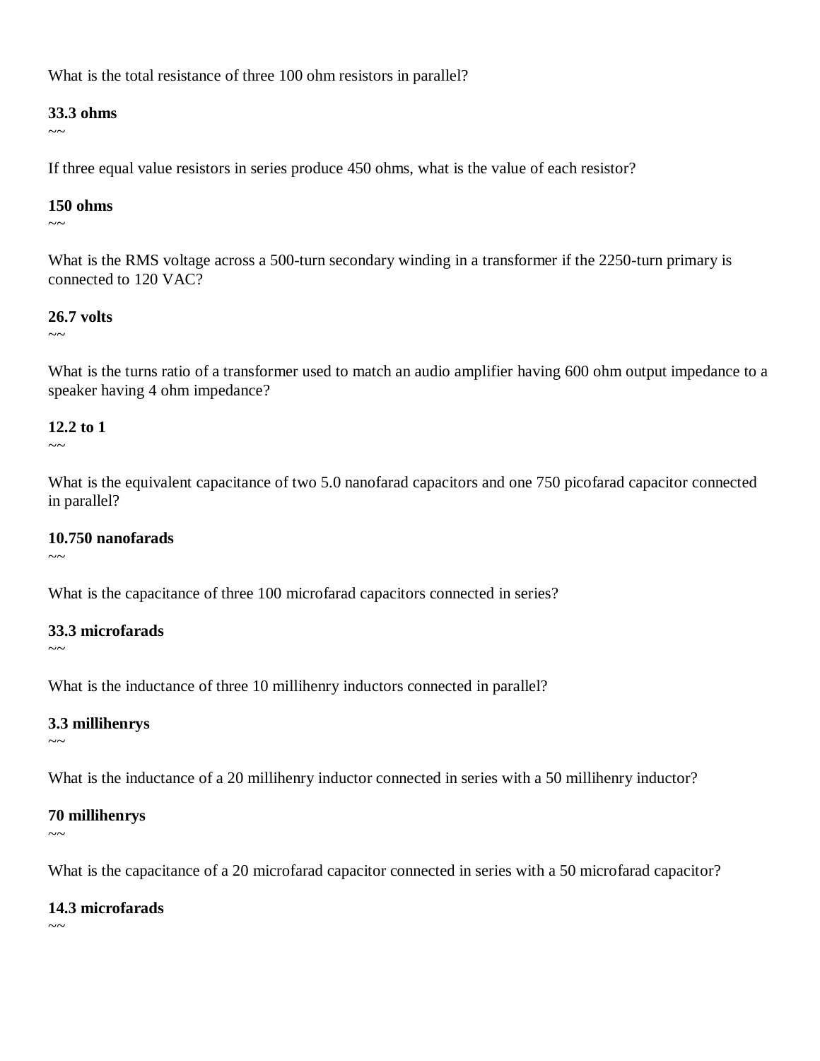What is the total resistance of three 100 ohm resistors in parallel?

**33.3 ohms**

~~

If three equal value resistors in series produce 450 ohms, what is the value of each resistor?

**150 ohms**

~~

What is the RMS voltage across a 500-turn secondary winding in a transformer if the 2250-turn primary is connected to 120 VAC?

**26.7 volts**

~~

What is the turns ratio of a transformer used to match an audio amplifier having 600 ohm output impedance to a speaker having 4 ohm impedance?

**12.2 to 1**

~~

What is the equivalent capacitance of two 5.0 nanofarad capacitors and one 750 picofarad capacitor connected in parallel?

**10.750 nanofarads**

~~

What is the capacitance of three 100 microfarad capacitors connected in series?

**33.3 microfarads**

~~

What is the inductance of three 10 millihenry inductors connected in parallel?

**3.3 millihenrys**

~~

What is the inductance of a 20 millihenry inductor connected in series with a 50 millihenry inductor?

**70 millihenrys**

~~

What is the capacitance of a 20 microfarad capacitor connected in series with a 50 microfarad capacitor?

**14.3 microfarads**

~~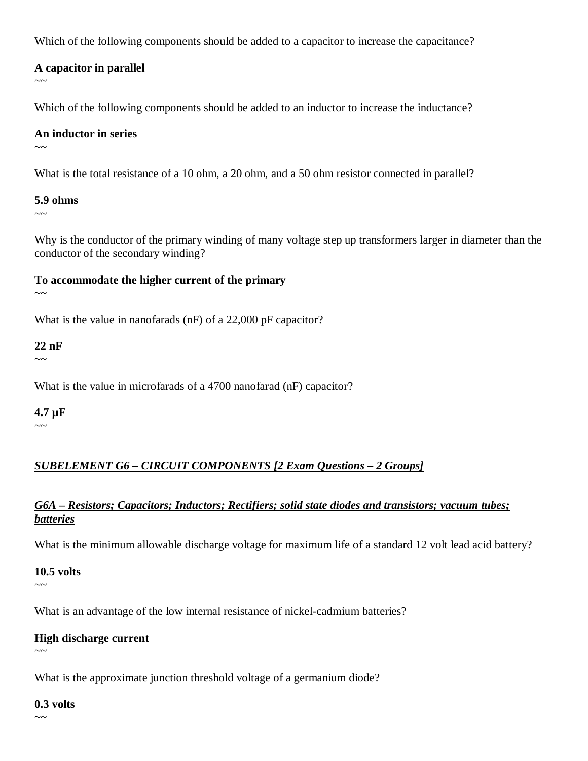Which of the following components should be added to a capacitor to increase the capacitance?

**A capacitor in parallel**
~~

Which of the following components should be added to an inductor to increase the inductance?

**An inductor in series**
~~

What is the total resistance of a 10 ohm, a 20 ohm, and a 50 ohm resistor connected in parallel?

**5.9 ohms**
~~

Why is the conductor of the primary winding of many voltage step up transformers larger in diameter than the conductor of the secondary winding?

**To accommodate the higher current of the primary**
~~

What is the value in nanofarads (nF) of a 22,000 pF capacitor?

**22 nF**
~~

What is the value in microfarads of a 4700 nanofarad (nF) capacitor?

**4.7 µF**
~~

***SUBELEMENT G6 – CIRCUIT COMPONENTS [2 Exam Questions – 2 Groups]***

***G6A – Resistors; Capacitors; Inductors; Rectifiers; solid state diodes and transistors; vacuum tubes; batteries***

What is the minimum allowable discharge voltage for maximum life of a standard 12 volt lead acid battery?

**10.5 volts**
~~

What is an advantage of the low internal resistance of nickel-cadmium batteries?

**High discharge current**
~~

What is the approximate junction threshold voltage of a germanium diode?

**0.3 volts**
~~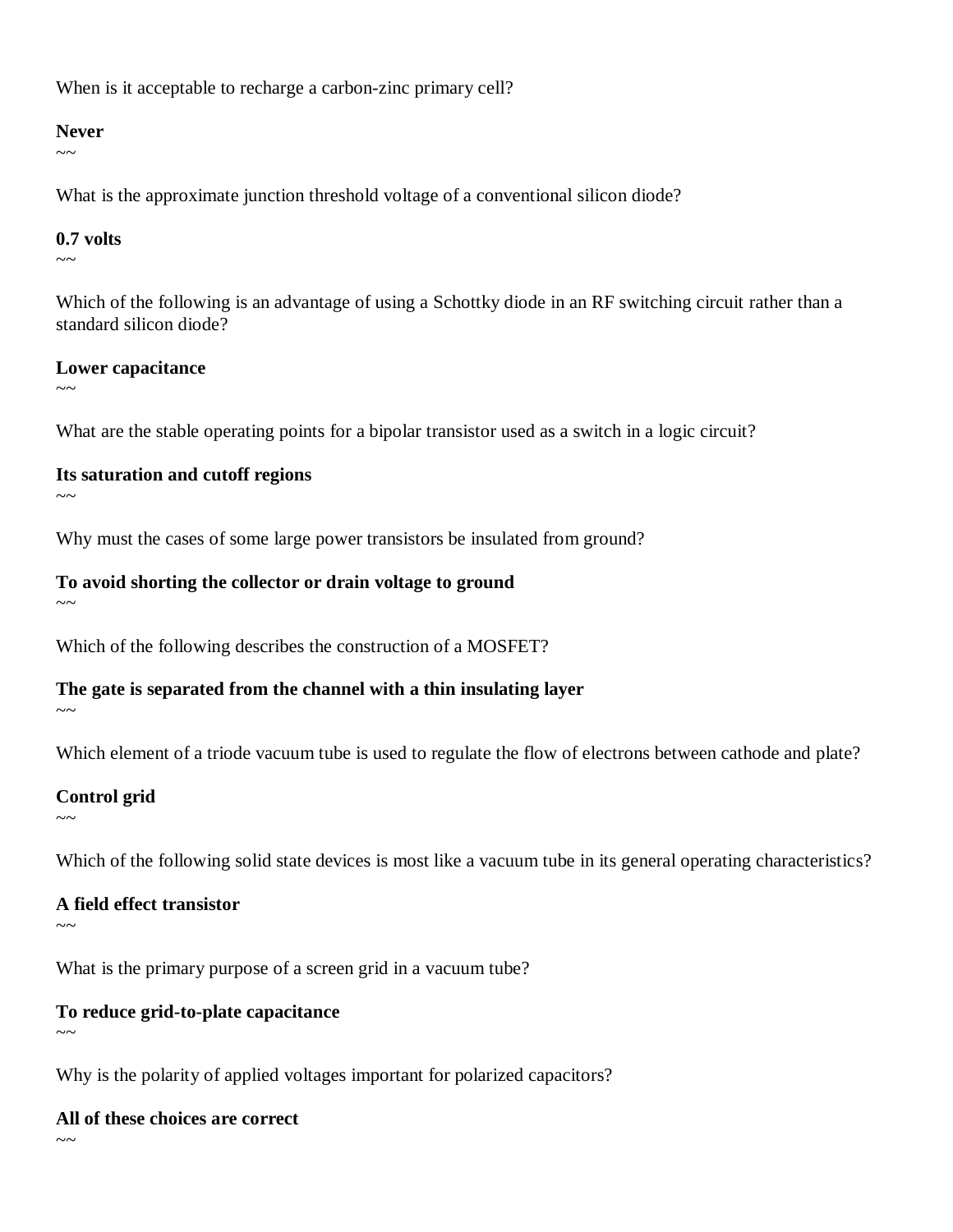When is it acceptable to recharge a carbon-zinc primary cell?

**Never**

~~

What is the approximate junction threshold voltage of a conventional silicon diode?

**0.7 volts**

~~

Which of the following is an advantage of using a Schottky diode in an RF switching circuit rather than a standard silicon diode?

**Lower capacitance**

~~

What are the stable operating points for a bipolar transistor used as a switch in a logic circuit?

**Its saturation and cutoff regions**

~~

Why must the cases of some large power transistors be insulated from ground?

**To avoid shorting the collector or drain voltage to ground**

~~

Which of the following describes the construction of a MOSFET?

**The gate is separated from the channel with a thin insulating layer**

~~

Which element of a triode vacuum tube is used to regulate the flow of electrons between cathode and plate?

**Control grid**

~~

Which of the following solid state devices is most like a vacuum tube in its general operating characteristics?

**A field effect transistor**

~~

What is the primary purpose of a screen grid in a vacuum tube?

**To reduce grid-to-plate capacitance**

~~

Why is the polarity of applied voltages important for polarized capacitors?

**All of these choices are correct**

~~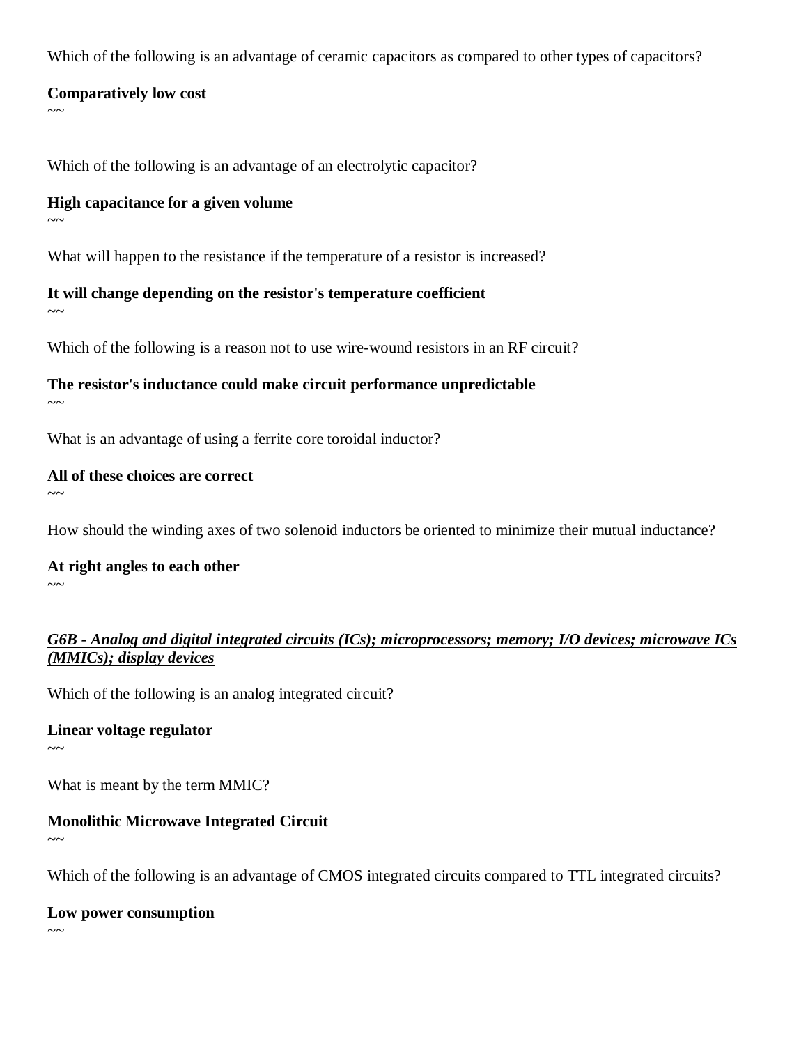Which of the following is an advantage of ceramic capacitors as compared to other types of capacitors?

**Comparatively low cost**

~~

Which of the following is an advantage of an electrolytic capacitor?

**High capacitance for a given volume**

~~

What will happen to the resistance if the temperature of a resistor is increased?

**It will change depending on the resistor's temperature coefficient**

~~

Which of the following is a reason not to use wire-wound resistors in an RF circuit?

**The resistor's inductance could make circuit performance unpredictable**

~~

What is an advantage of using a ferrite core toroidal inductor?

**All of these choices are correct**

~~

How should the winding axes of two solenoid inductors be oriented to minimize their mutual inductance?

**At right angles to each other**

~~

***G6B - Analog and digital integrated circuits (ICs); microprocessors; memory; I/O devices; microwave ICs (MMICs); display devices***

Which of the following is an analog integrated circuit?

**Linear voltage regulator**

~~

What is meant by the term MMIC?

**Monolithic Microwave Integrated Circuit**

~~

Which of the following is an advantage of CMOS integrated circuits compared to TTL integrated circuits?

**Low power consumption**

~~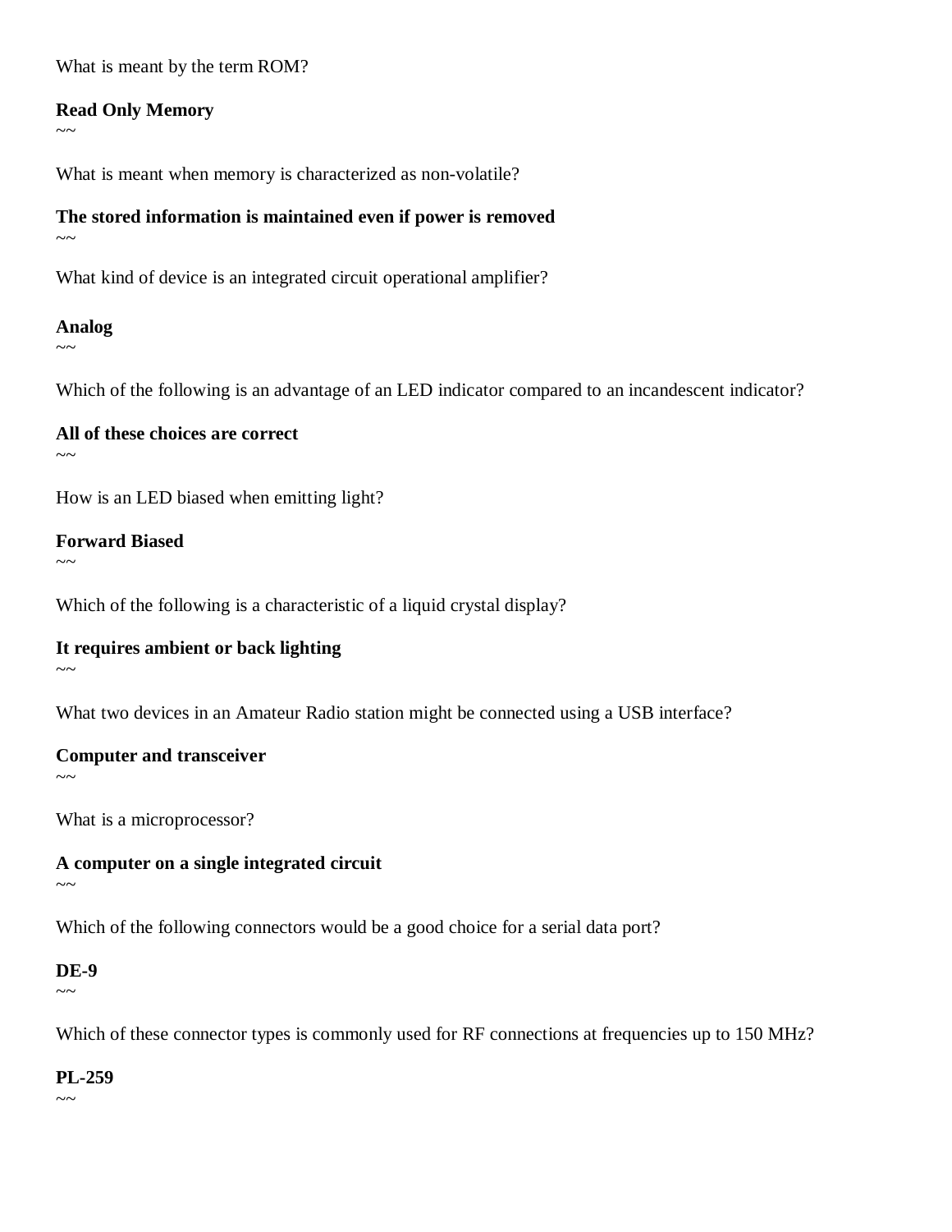What is meant by the term ROM?

**Read Only Memory**

~~

What is meant when memory is characterized as non-volatile?

**The stored information is maintained even if power is removed**

~~

What kind of device is an integrated circuit operational amplifier?

**Analog**

~~

Which of the following is an advantage of an LED indicator compared to an incandescent indicator?

**All of these choices are correct**

~~

How is an LED biased when emitting light?

**Forward Biased**

~~

Which of the following is a characteristic of a liquid crystal display?

**It requires ambient or back lighting**

~~

What two devices in an Amateur Radio station might be connected using a USB interface?

**Computer and transceiver**

~~

What is a microprocessor?

**A computer on a single integrated circuit**

~~

Which of the following connectors would be a good choice for a serial data port?

**DE-9**

~~

Which of these connector types is commonly used for RF connections at frequencies up to 150 MHz?

**PL-259**

~~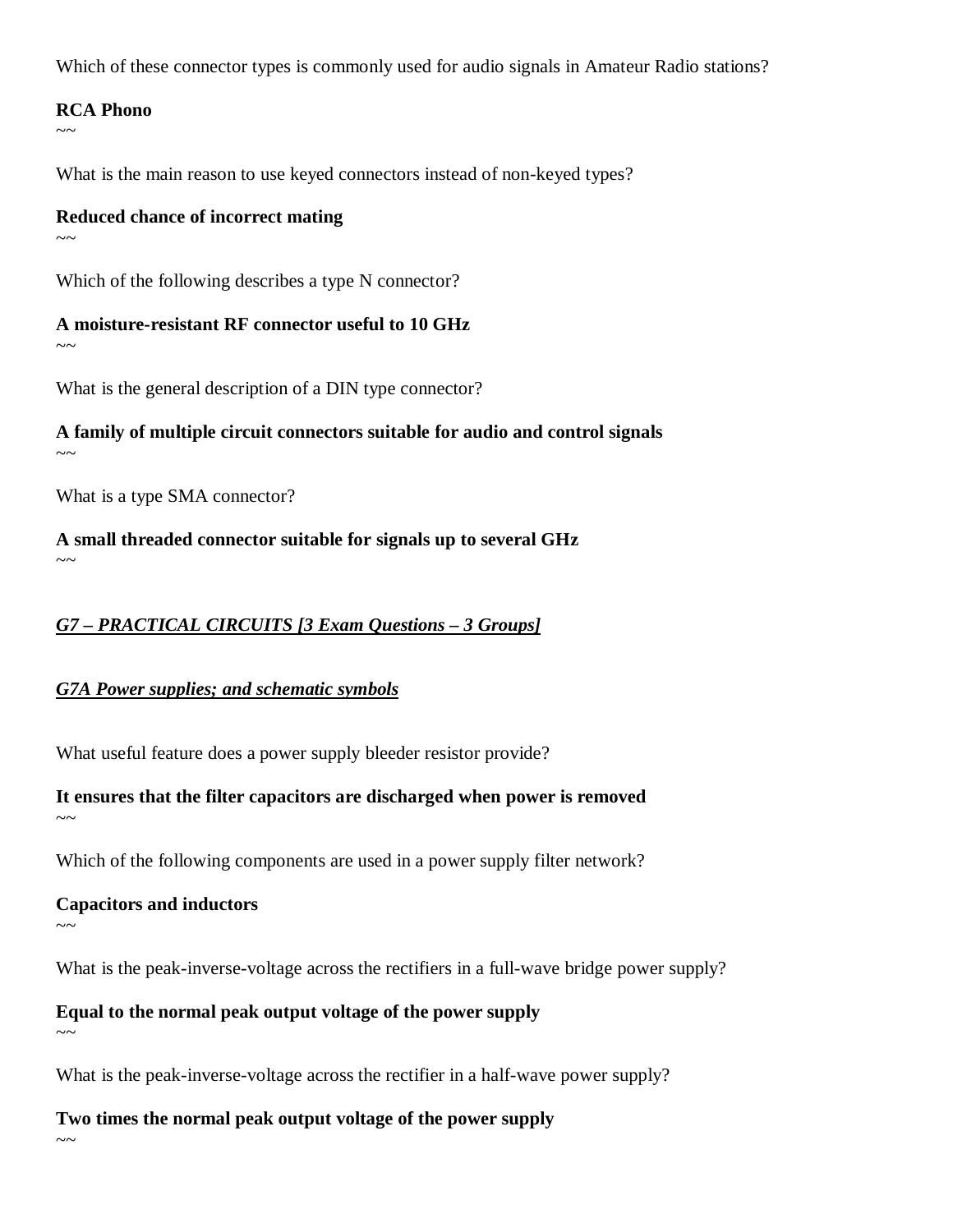Which of these connector types is commonly used for audio signals in Amateur Radio stations?

**RCA Phono**

~~

What is the main reason to use keyed connectors instead of non-keyed types?

**Reduced chance of incorrect mating**

~~

Which of the following describes a type N connector?

**A moisture-resistant RF connector useful to 10 GHz**

~~

What is the general description of a DIN type connector?

**A family of multiple circuit connectors suitable for audio and control signals**

~~

What is a type SMA connector?

**A small threaded connector suitable for signals up to several GHz**

~~

## *G7 – PRACTICAL CIRCUITS [3 Exam Questions – 3 Groups]*

### *G7A Power supplies; and schematic symbols*

What useful feature does a power supply bleeder resistor provide?

**It ensures that the filter capacitors are discharged when power is removed**

~~

Which of the following components are used in a power supply filter network?

**Capacitors and inductors**

~~

What is the peak-inverse-voltage across the rectifiers in a full-wave bridge power supply?

**Equal to the normal peak output voltage of the power supply**

~~

What is the peak-inverse-voltage across the rectifier in a half-wave power supply?

**Two times the normal peak output voltage of the power supply**

~~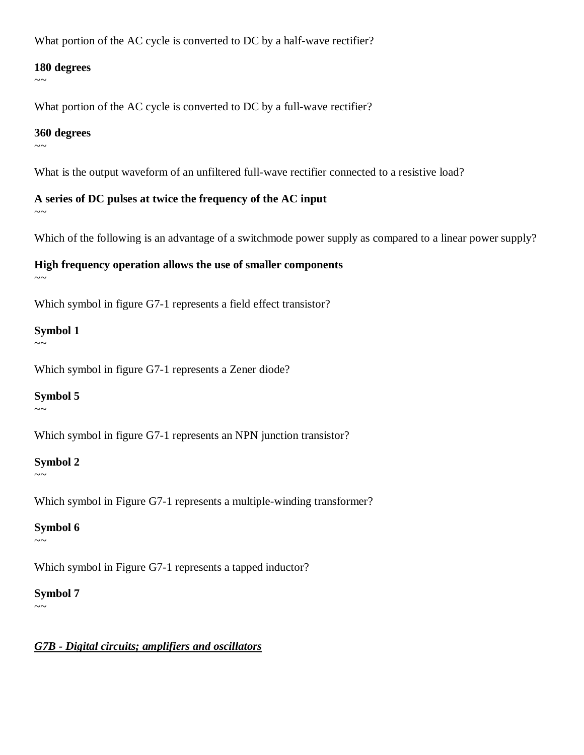What portion of the AC cycle is converted to DC by a half-wave rectifier?

**180 degrees**

~~

What portion of the AC cycle is converted to DC by a full-wave rectifier?

**360 degrees**

~~

What is the output waveform of an unfiltered full-wave rectifier connected to a resistive load?

**A series of DC pulses at twice the frequency of the AC input**

~~

Which of the following is an advantage of a switchmode power supply as compared to a linear power supply?

**High frequency operation allows the use of smaller components**

~~

Which symbol in figure G7-1 represents a field effect transistor?

**Symbol 1**

~~

Which symbol in figure G7-1 represents a Zener diode?

**Symbol 5**

~~

Which symbol in figure G7-1 represents an NPN junction transistor?

**Symbol 2**

~~

Which symbol in Figure G7-1 represents a multiple-winding transformer?

**Symbol 6**

~~

Which symbol in Figure G7-1 represents a tapped inductor?

**Symbol 7**

~~

***G7B - Digital circuits; amplifiers and oscillators***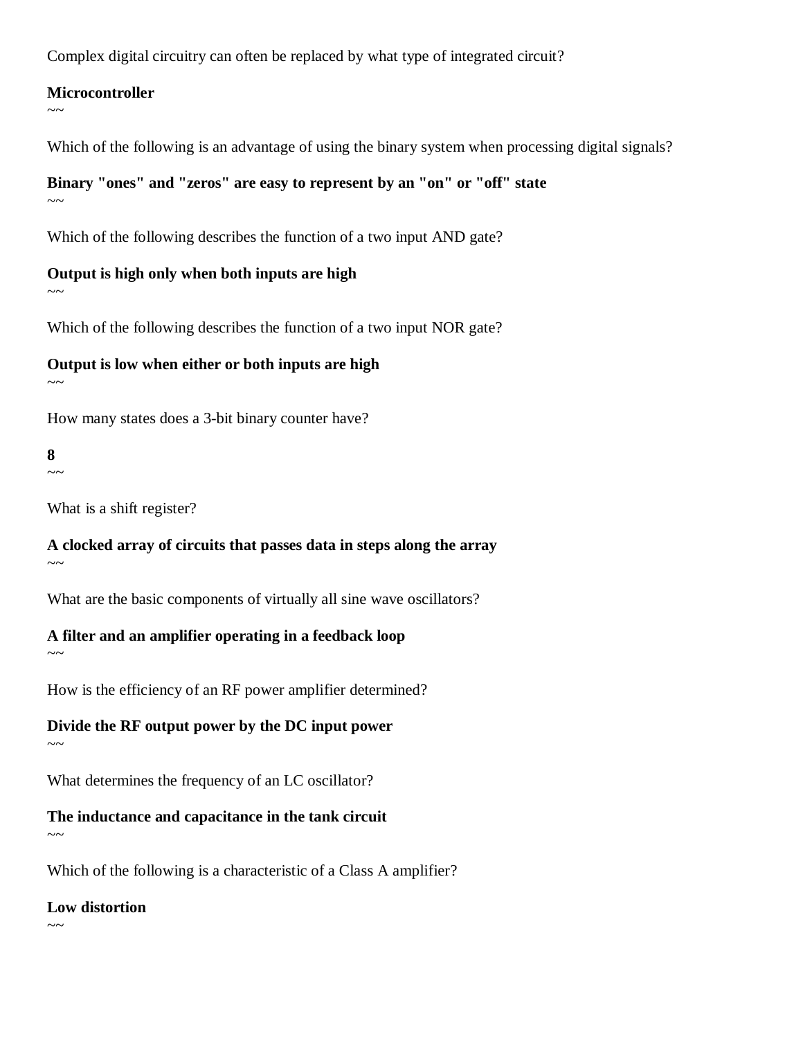Complex digital circuitry can often be replaced by what type of integrated circuit?

**Microcontroller**

~~

Which of the following is an advantage of using the binary system when processing digital signals?

**Binary "ones" and "zeros" are easy to represent by an "on" or "off" state**

~~

Which of the following describes the function of a two input AND gate?

**Output is high only when both inputs are high**

~~

Which of the following describes the function of a two input NOR gate?

**Output is low when either or both inputs are high**

~~

How many states does a 3-bit binary counter have?

**8**

~~

What is a shift register?

**A clocked array of circuits that passes data in steps along the array**

~~

What are the basic components of virtually all sine wave oscillators?

**A filter and an amplifier operating in a feedback loop**

~~

How is the efficiency of an RF power amplifier determined?

**Divide the RF output power by the DC input power**

~~

What determines the frequency of an LC oscillator?

**The inductance and capacitance in the tank circuit**

~~

Which of the following is a characteristic of a Class A amplifier?

**Low distortion**

~~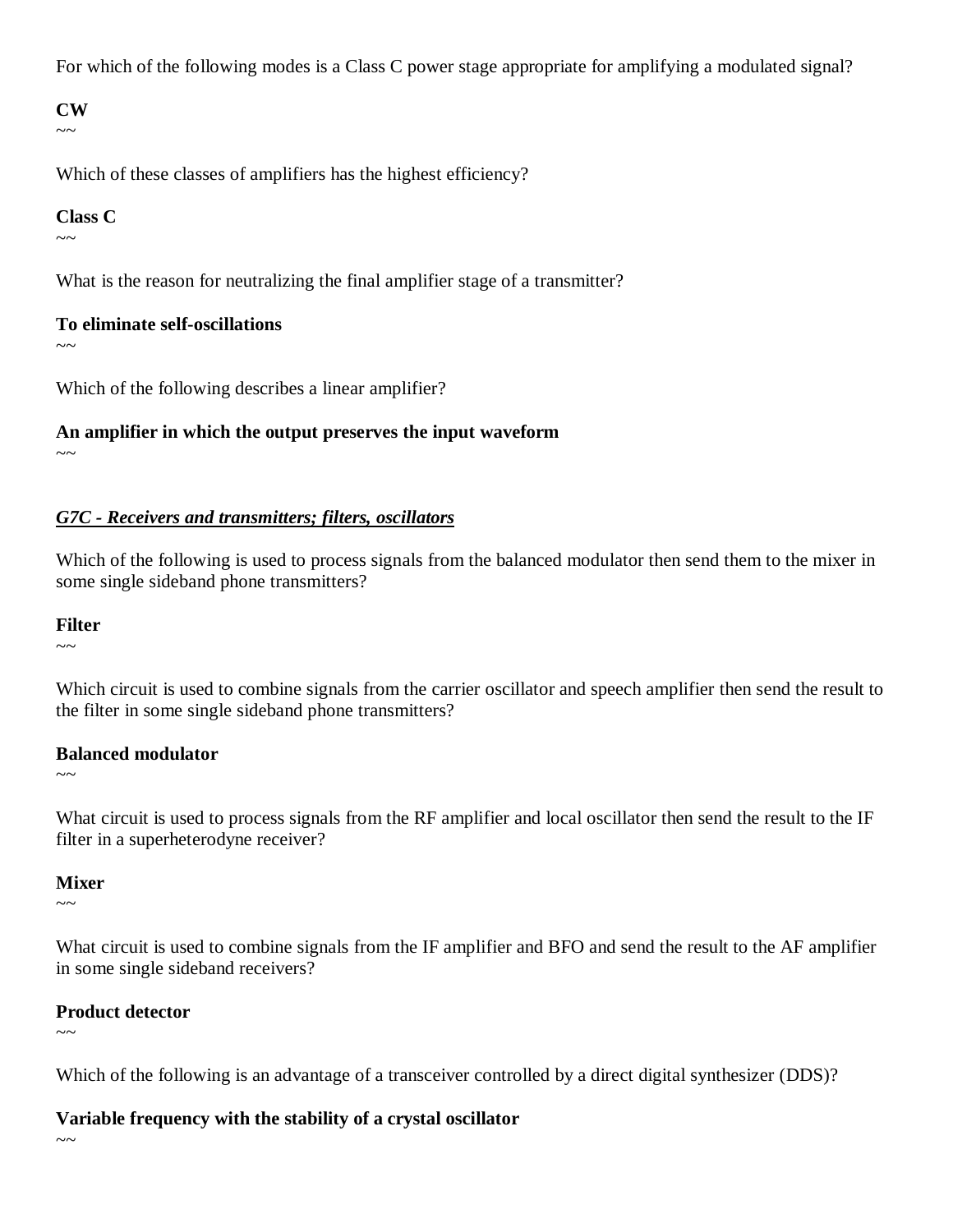For which of the following modes is a Class C power stage appropriate for amplifying a modulated signal?

**CW**

~~

Which of these classes of amplifiers has the highest efficiency?

**Class C**

~~

What is the reason for neutralizing the final amplifier stage of a transmitter?

**To eliminate self-oscillations**

~~

Which of the following describes a linear amplifier?

**An amplifier in which the output preserves the input waveform**

~~

***G7C - Receivers and transmitters; filters, oscillators***

Which of the following is used to process signals from the balanced modulator then send them to the mixer in some single sideband phone transmitters?

**Filter**

~~

Which circuit is used to combine signals from the carrier oscillator and speech amplifier then send the result to the filter in some single sideband phone transmitters?

**Balanced modulator**

~~

What circuit is used to process signals from the RF amplifier and local oscillator then send the result to the IF filter in a superheterodyne receiver?

**Mixer**

~~

What circuit is used to combine signals from the IF amplifier and BFO and send the result to the AF amplifier in some single sideband receivers?

**Product detector**

~~

Which of the following is an advantage of a transceiver controlled by a direct digital synthesizer (DDS)?

**Variable frequency with the stability of a crystal oscillator**

~~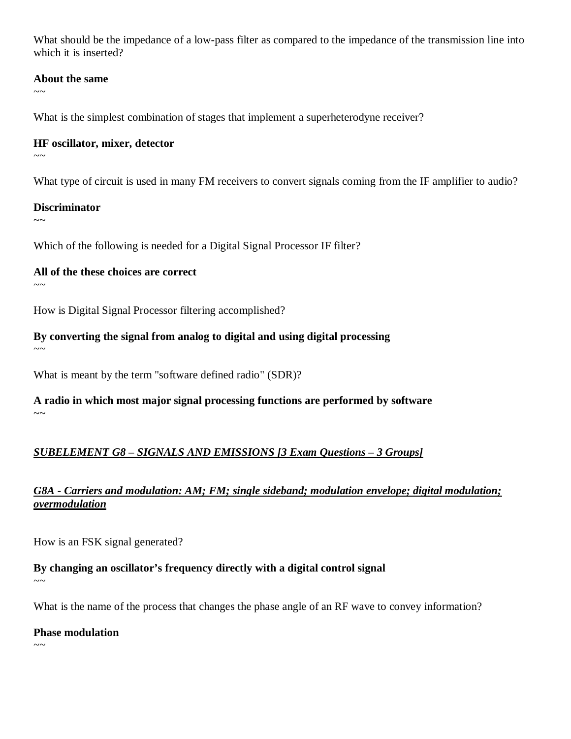What should be the impedance of a low-pass filter as compared to the impedance of the transmission line into which it is inserted?

**About the same**
~~

What is the simplest combination of stages that implement a superheterodyne receiver?

**HF oscillator, mixer, detector**
~~

What type of circuit is used in many FM receivers to convert signals coming from the IF amplifier to audio?

**Discriminator**
~~

Which of the following is needed for a Digital Signal Processor IF filter?

**All of the these choices are correct**
~~

How is Digital Signal Processor filtering accomplished?

**By converting the signal from analog to digital and using digital processing**
~~

What is meant by the term "software defined radio" (SDR)?

**A radio in which most major signal processing functions are performed by software**
~~

## ***SUBELEMENT G8 – SIGNALS AND EMISSIONS [3 Exam Questions – 3 Groups]***

### ***G8A - Carriers and modulation: AM; FM; single sideband; modulation envelope; digital modulation; overmodulation***

How is an FSK signal generated?

**By changing an oscillator's frequency directly with a digital control signal**
~~

What is the name of the process that changes the phase angle of an RF wave to convey information?

**Phase modulation**
~~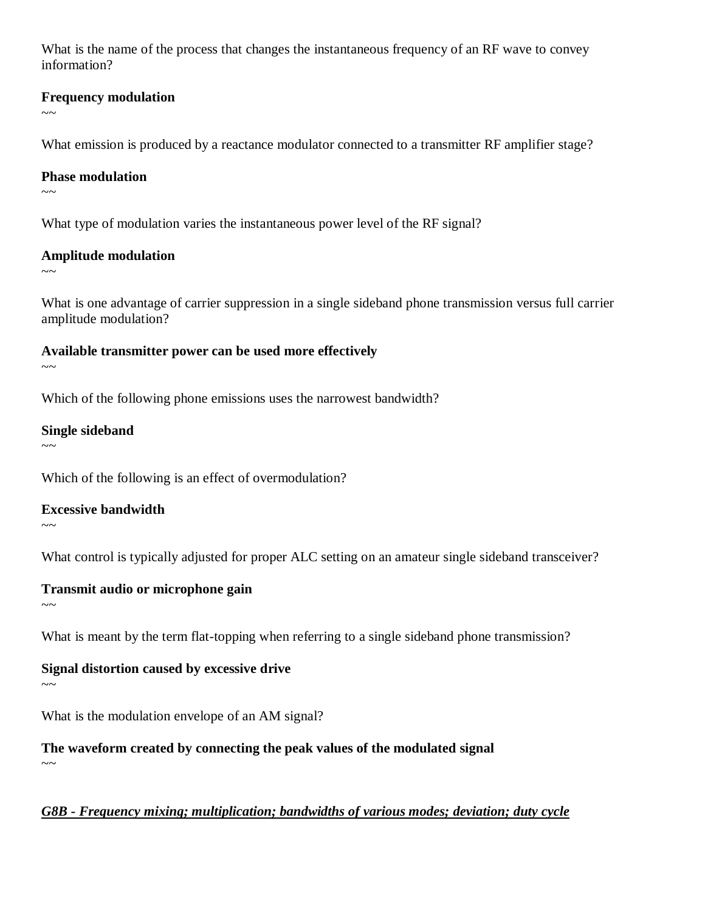What is the name of the process that changes the instantaneous frequency of an RF wave to convey information?

**Frequency modulation**
~~

What emission is produced by a reactance modulator connected to a transmitter RF amplifier stage?

**Phase modulation**
~~

What type of modulation varies the instantaneous power level of the RF signal?

**Amplitude modulation**
~~

What is one advantage of carrier suppression in a single sideband phone transmission versus full carrier amplitude modulation?

**Available transmitter power can be used more effectively**
~~

Which of the following phone emissions uses the narrowest bandwidth?

**Single sideband**
~~

Which of the following is an effect of overmodulation?

**Excessive bandwidth**
~~

What control is typically adjusted for proper ALC setting on an amateur single sideband transceiver?

**Transmit audio or microphone gain**
~~

What is meant by the term flat-topping when referring to a single sideband phone transmission?

**Signal distortion caused by excessive drive**
~~

What is the modulation envelope of an AM signal?

**The waveform created by connecting the peak values of the modulated signal**
~~

***G8B - Frequency mixing; multiplication; bandwidths of various modes; deviation; duty cycle***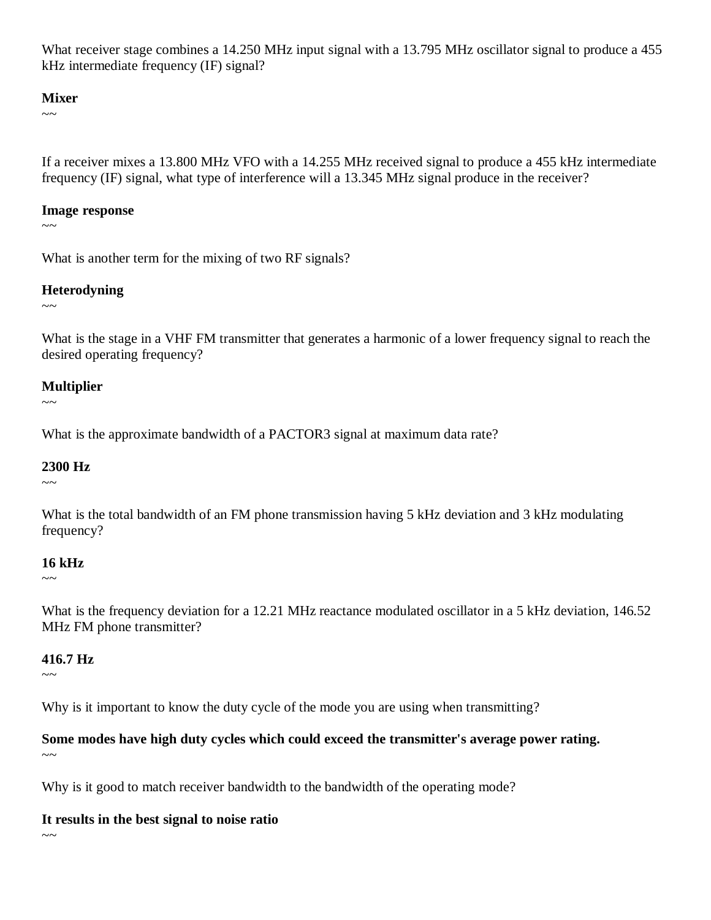What receiver stage combines a 14.250 MHz input signal with a 13.795 MHz oscillator signal to produce a 455 kHz intermediate frequency (IF) signal?

**Mixer**

~~

If a receiver mixes a 13.800 MHz VFO with a 14.255 MHz received signal to produce a 455 kHz intermediate frequency (IF) signal, what type of interference will a 13.345 MHz signal produce in the receiver?

**Image response**

~~

What is another term for the mixing of two RF signals?

**Heterodyning**

~~

What is the stage in a VHF FM transmitter that generates a harmonic of a lower frequency signal to reach the desired operating frequency?

**Multiplier**

~~

What is the approximate bandwidth of a PACTOR3 signal at maximum data rate?

**2300 Hz**

~~

What is the total bandwidth of an FM phone transmission having 5 kHz deviation and 3 kHz modulating frequency?

**16 kHz**

~~

What is the frequency deviation for a 12.21 MHz reactance modulated oscillator in a 5 kHz deviation, 146.52 MHz FM phone transmitter?

**416.7 Hz**

~~

Why is it important to know the duty cycle of the mode you are using when transmitting?

**Some modes have high duty cycles which could exceed the transmitter's average power rating.**

~~

Why is it good to match receiver bandwidth to the bandwidth of the operating mode?

**It results in the best signal to noise ratio**

~~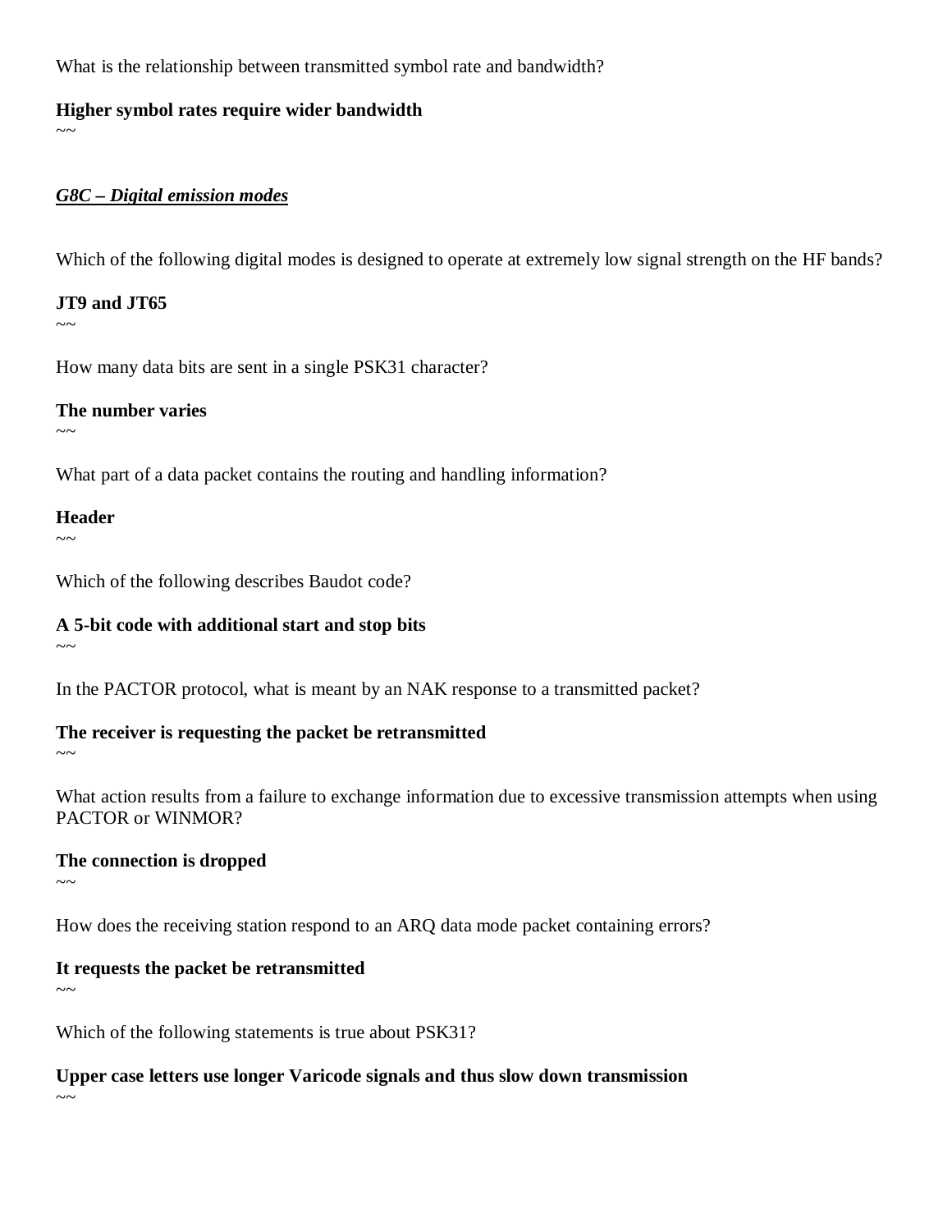What is the relationship between transmitted symbol rate and bandwidth?

**Higher symbol rates require wider bandwidth**

~~

***<u>G8C – Digital emission modes</u>***

Which of the following digital modes is designed to operate at extremely low signal strength on the HF bands?

**JT9 and JT65**

~~

How many data bits are sent in a single PSK31 character?

**The number varies**

~~

What part of a data packet contains the routing and handling information?

**Header**

~~

Which of the following describes Baudot code?

**A 5-bit code with additional start and stop bits**

~~

In the PACTOR protocol, what is meant by an NAK response to a transmitted packet?

**The receiver is requesting the packet be retransmitted**

~~

What action results from a failure to exchange information due to excessive transmission attempts when using PACTOR or WINMOR?

**The connection is dropped**

~~

How does the receiving station respond to an ARQ data mode packet containing errors?

**It requests the packet be retransmitted**

~~

Which of the following statements is true about PSK31?

**Upper case letters use longer Varicode signals and thus slow down transmission**

~~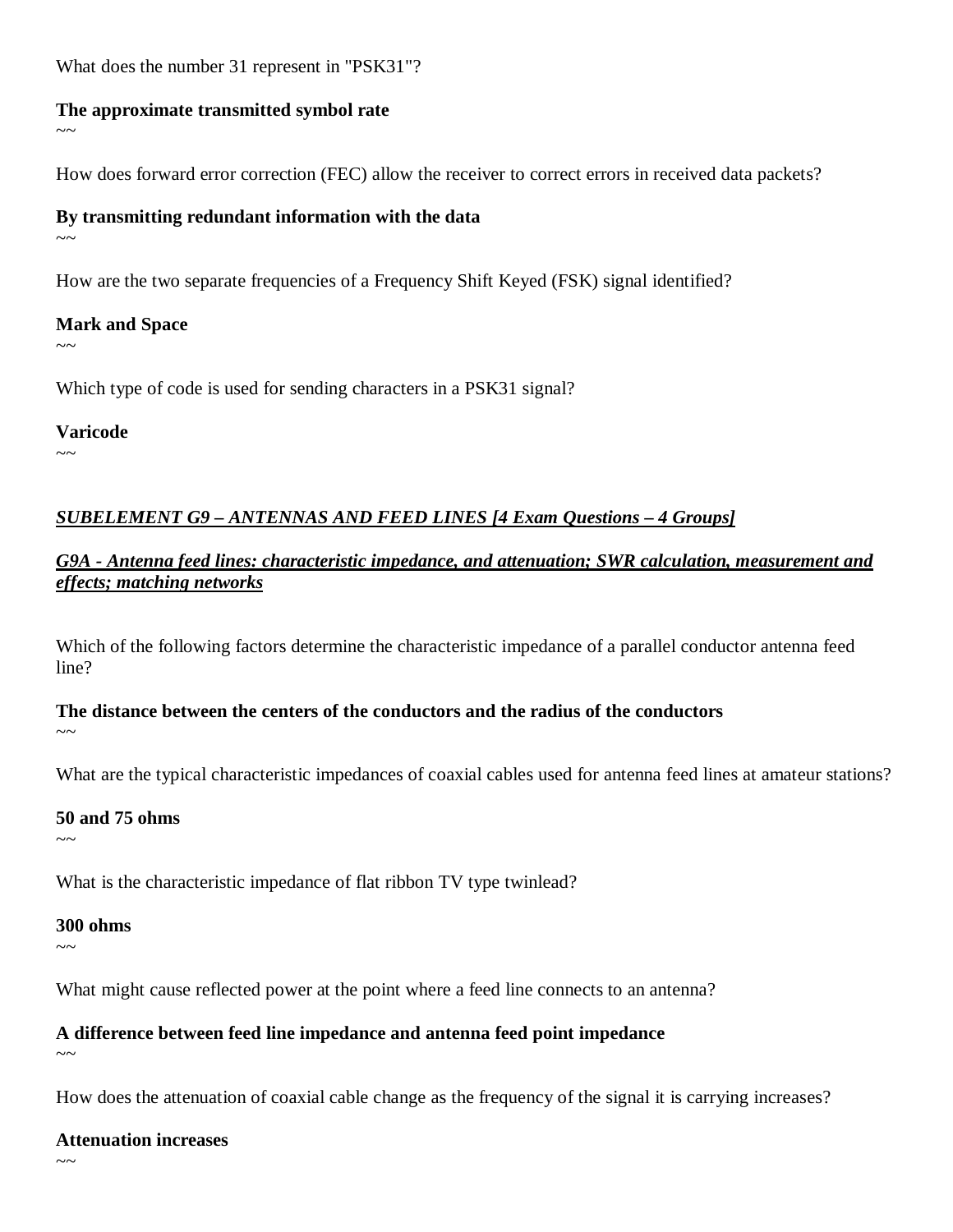What does the number 31 represent in "PSK31"?

**The approximate transmitted symbol rate**

~~

How does forward error correction (FEC) allow the receiver to correct errors in received data packets?

**By transmitting redundant information with the data**

~~

How are the two separate frequencies of a Frequency Shift Keyed (FSK) signal identified?

**Mark and Space**

~~

Which type of code is used for sending characters in a PSK31 signal?

**Varicode**

~~

## ***SUBELEMENT G9 – ANTENNAS AND FEED LINES [4 Exam Questions – 4 Groups]***

### ***G9A - Antenna feed lines: characteristic impedance, and attenuation; SWR calculation, measurement and effects; matching networks***

Which of the following factors determine the characteristic impedance of a parallel conductor antenna feed line?

**The distance between the centers of the conductors and the radius of the conductors**

~~

What are the typical characteristic impedances of coaxial cables used for antenna feed lines at amateur stations?

**50 and 75 ohms**

~~

What is the characteristic impedance of flat ribbon TV type twinlead?

**300 ohms**

~~

What might cause reflected power at the point where a feed line connects to an antenna?

**A difference between feed line impedance and antenna feed point impedance**

~~

How does the attenuation of coaxial cable change as the frequency of the signal it is carrying increases?

**Attenuation increases**

~~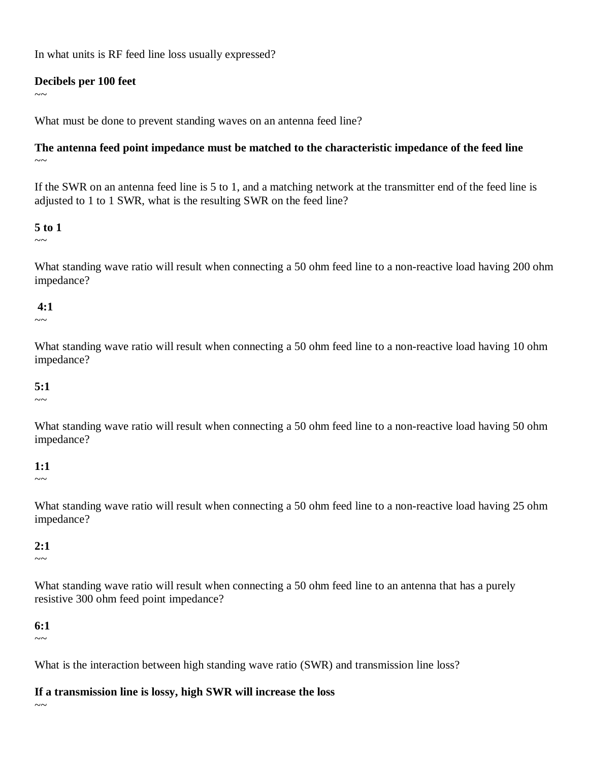In what units is RF feed line loss usually expressed?

**Decibels per 100 feet**

~~

What must be done to prevent standing waves on an antenna feed line?

**The antenna feed point impedance must be matched to the characteristic impedance of the feed line**

~~

If the SWR on an antenna feed line is 5 to 1, and a matching network at the transmitter end of the feed line is adjusted to 1 to 1 SWR, what is the resulting SWR on the feed line?

**5 to 1**

~~

What standing wave ratio will result when connecting a 50 ohm feed line to a non-reactive load having 200 ohm impedance?

**4:1**

~~

What standing wave ratio will result when connecting a 50 ohm feed line to a non-reactive load having 10 ohm impedance?

**5:1**

~~

What standing wave ratio will result when connecting a 50 ohm feed line to a non-reactive load having 50 ohm impedance?

**1:1**

~~

What standing wave ratio will result when connecting a 50 ohm feed line to a non-reactive load having 25 ohm impedance?

**2:1**

~~

What standing wave ratio will result when connecting a 50 ohm feed line to an antenna that has a purely resistive 300 ohm feed point impedance?

**6:1**

~~

What is the interaction between high standing wave ratio (SWR) and transmission line loss?

**If a transmission line is lossy, high SWR will increase the loss**

~~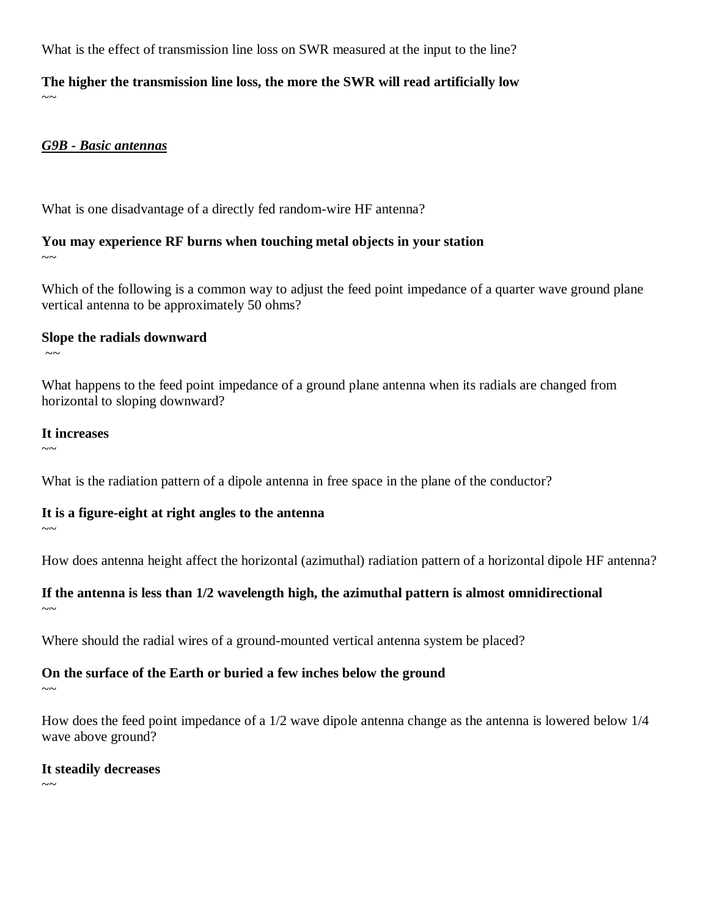What is the effect of transmission line loss on SWR measured at the input to the line?

**The higher the transmission line loss, the more the SWR will read artificially low**

~~

***G9B - Basic antennas***

What is one disadvantage of a directly fed random-wire HF antenna?

**You may experience RF burns when touching metal objects in your station**

~~

Which of the following is a common way to adjust the feed point impedance of a quarter wave ground plane vertical antenna to be approximately 50 ohms?

**Slope the radials downward**

~~

What happens to the feed point impedance of a ground plane antenna when its radials are changed from horizontal to sloping downward?

**It increases**

~~

What is the radiation pattern of a dipole antenna in free space in the plane of the conductor?

**It is a figure-eight at right angles to the antenna**

~~

How does antenna height affect the horizontal (azimuthal) radiation pattern of a horizontal dipole HF antenna?

**If the antenna is less than 1/2 wavelength high, the azimuthal pattern is almost omnidirectional**

~~

Where should the radial wires of a ground-mounted vertical antenna system be placed?

**On the surface of the Earth or buried a few inches below the ground**

~~

How does the feed point impedance of a 1/2 wave dipole antenna change as the antenna is lowered below 1/4 wave above ground?

**It steadily decreases**

~~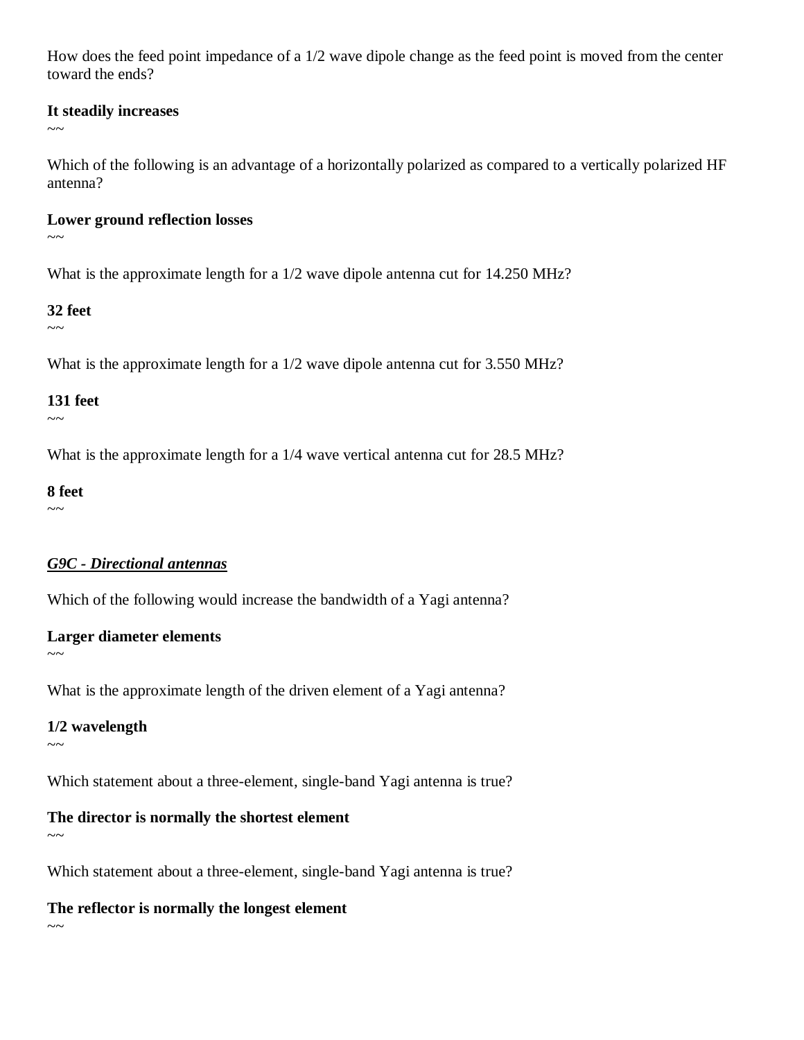How does the feed point impedance of a 1/2 wave dipole change as the feed point is moved from the center toward the ends?

**It steadily increases**

~~

Which of the following is an advantage of a horizontally polarized as compared to a vertically polarized HF antenna?

**Lower ground reflection losses**

~~

What is the approximate length for a 1/2 wave dipole antenna cut for 14.250 MHz?

**32 feet**

~~

What is the approximate length for a 1/2 wave dipole antenna cut for 3.550 MHz?

**131 feet**

~~

What is the approximate length for a 1/4 wave vertical antenna cut for 28.5 MHz?

**8 feet**

~~

***G9C - Directional antennas***

Which of the following would increase the bandwidth of a Yagi antenna?

**Larger diameter elements**

~~

What is the approximate length of the driven element of a Yagi antenna?

**1/2 wavelength**

~~

Which statement about a three-element, single-band Yagi antenna is true?

**The director is normally the shortest element**

~~

Which statement about a three-element, single-band Yagi antenna is true?

**The reflector is normally the longest element**

~~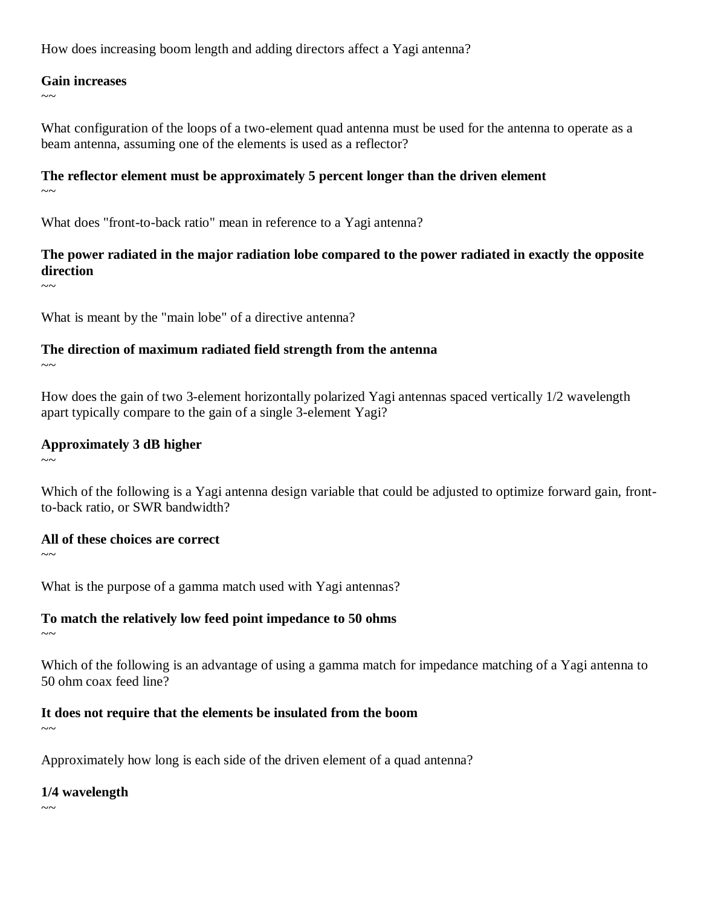How does increasing boom length and adding directors affect a Yagi antenna?

**Gain increases**

~~

What configuration of the loops of a two-element quad antenna must be used for the antenna to operate as a beam antenna, assuming one of the elements is used as a reflector?

**The reflector element must be approximately 5 percent longer than the driven element**

~~

What does "front-to-back ratio" mean in reference to a Yagi antenna?

**The power radiated in the major radiation lobe compared to the power radiated in exactly the opposite direction**

~~

What is meant by the "main lobe" of a directive antenna?

**The direction of maximum radiated field strength from the antenna**

~~

How does the gain of two 3-element horizontally polarized Yagi antennas spaced vertically 1/2 wavelength apart typically compare to the gain of a single 3-element Yagi?

**Approximately 3 dB higher**

~~

Which of the following is a Yagi antenna design variable that could be adjusted to optimize forward gain, front-to-back ratio, or SWR bandwidth?

**All of these choices are correct**

~~

What is the purpose of a gamma match used with Yagi antennas?

**To match the relatively low feed point impedance to 50 ohms**

~~

Which of the following is an advantage of using a gamma match for impedance matching of a Yagi antenna to 50 ohm coax feed line?

**It does not require that the elements be insulated from the boom**

~~

Approximately how long is each side of the driven element of a quad antenna?

**1/4 wavelength**

~~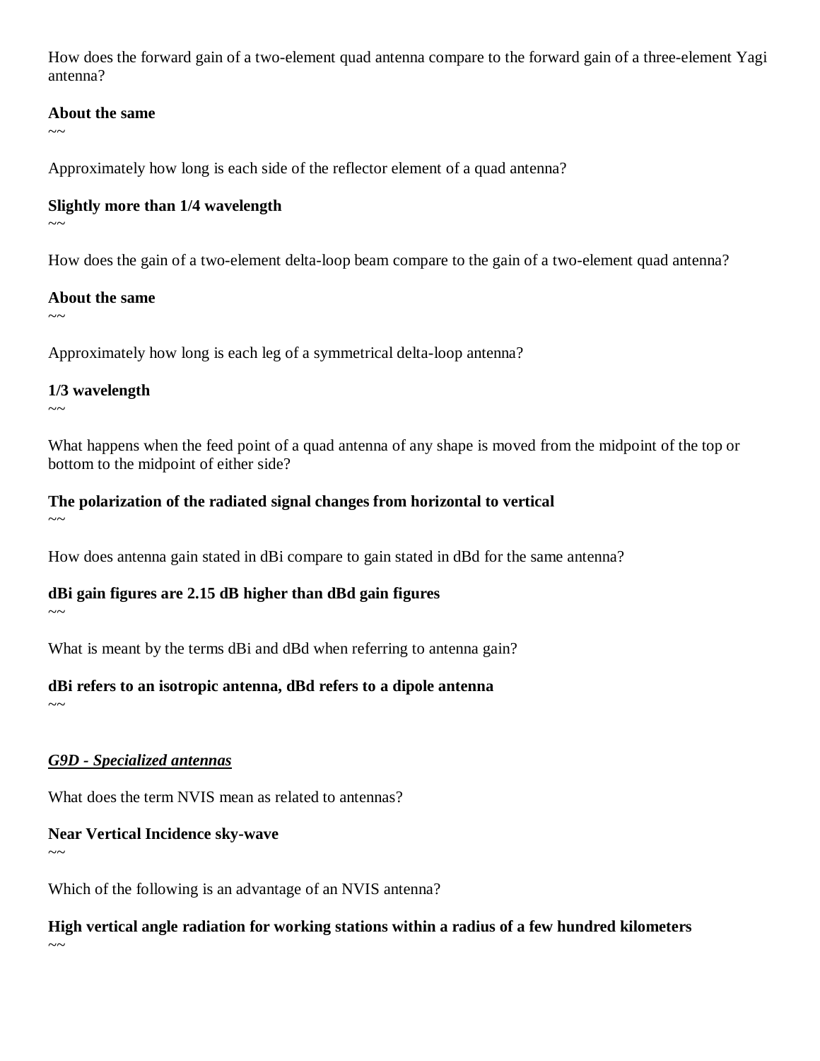How does the forward gain of a two-element quad antenna compare to the forward gain of a three-element Yagi antenna?

**About the same**
~~

Approximately how long is each side of the reflector element of a quad antenna?

**Slightly more than 1/4 wavelength**
~~

How does the gain of a two-element delta-loop beam compare to the gain of a two-element quad antenna?

**About the same**
~~

Approximately how long is each leg of a symmetrical delta-loop antenna?

**1/3 wavelength**
~~

What happens when the feed point of a quad antenna of any shape is moved from the midpoint of the top or bottom to the midpoint of either side?

**The polarization of the radiated signal changes from horizontal to vertical**
~~

How does antenna gain stated in dBi compare to gain stated in dBd for the same antenna?

**dBi gain figures are 2.15 dB higher than dBd gain figures**
~~

What is meant by the terms dBi and dBd when referring to antenna gain?

**dBi refers to an isotropic antenna, dBd refers to a dipole antenna**
~~

***G9D - Specialized antennas***

What does the term NVIS mean as related to antennas?

**Near Vertical Incidence sky-wave**
~~

Which of the following is an advantage of an NVIS antenna?

**High vertical angle radiation for working stations within a radius of a few hundred kilometers**
~~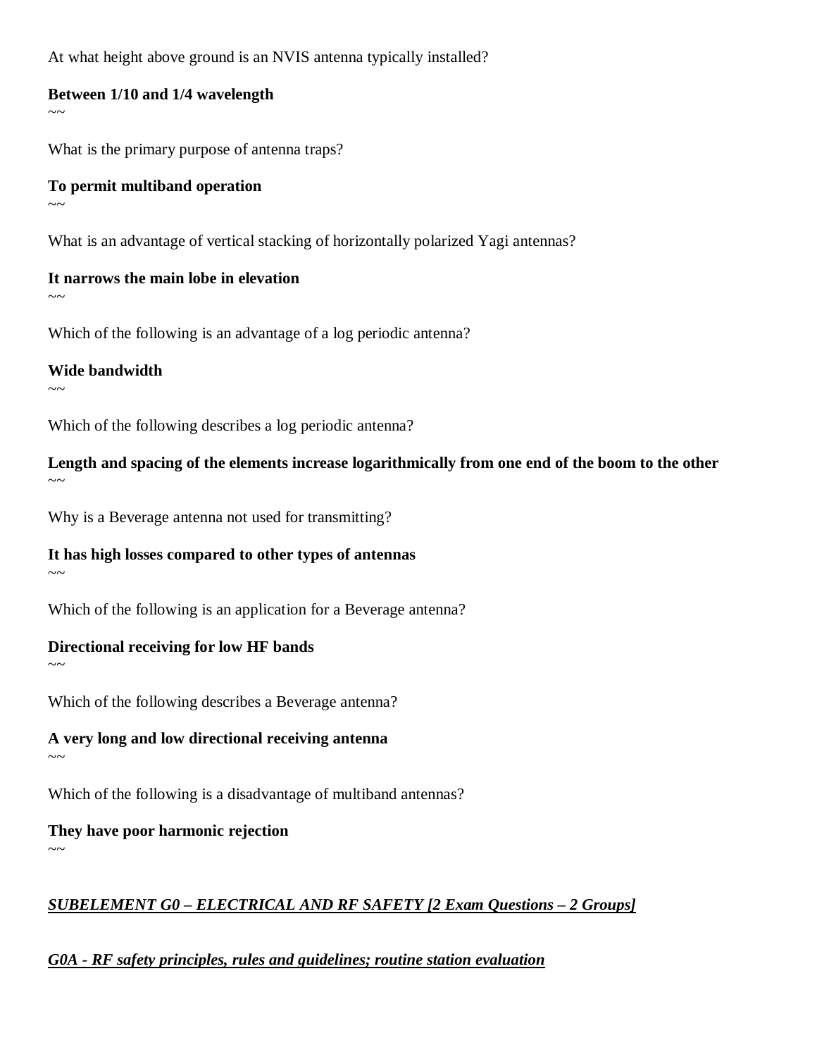At what height above ground is an NVIS antenna typically installed?

**Between 1/10 and 1/4 wavelength**

~~

What is the primary purpose of antenna traps?

**To permit multiband operation**

~~

What is an advantage of vertical stacking of horizontally polarized Yagi antennas?

**It narrows the main lobe in elevation**

~~

Which of the following is an advantage of a log periodic antenna?

**Wide bandwidth**

~~

Which of the following describes a log periodic antenna?

**Length and spacing of the elements increase logarithmically from one end of the boom to the other**

~~

Why is a Beverage antenna not used for transmitting?

**It has high losses compared to other types of antennas**

~~

Which of the following is an application for a Beverage antenna?

**Directional receiving for low HF bands**

~~

Which of the following describes a Beverage antenna?

**A very long and low directional receiving antenna**

~~

Which of the following is a disadvantage of multiband antennas?

**They have poor harmonic rejection**

~~

***SUBELEMENT G0 – ELECTRICAL AND RF SAFETY [2 Exam Questions – 2 Groups]***

***G0A - RF safety principles, rules and guidelines; routine station evaluation***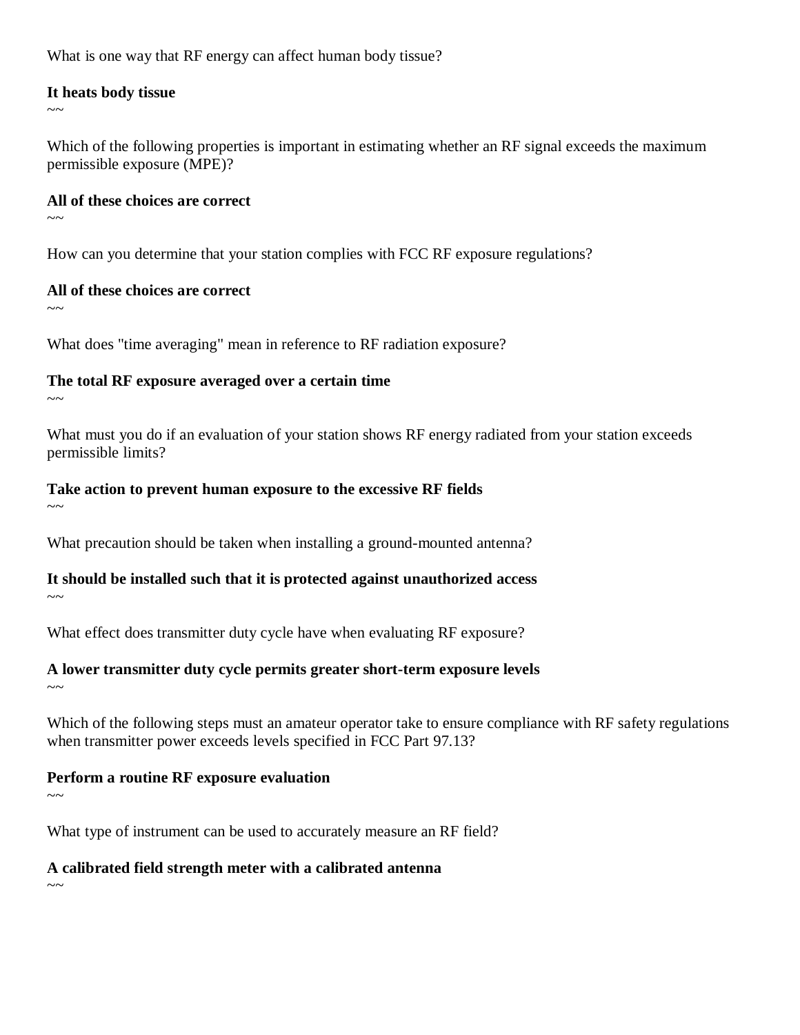What is one way that RF energy can affect human body tissue?

**It heats body tissue**

~~

Which of the following properties is important in estimating whether an RF signal exceeds the maximum permissible exposure (MPE)?

**All of these choices are correct**

~~

How can you determine that your station complies with FCC RF exposure regulations?

**All of these choices are correct**

~~

What does "time averaging" mean in reference to RF radiation exposure?

**The total RF exposure averaged over a certain time**

~~

What must you do if an evaluation of your station shows RF energy radiated from your station exceeds permissible limits?

**Take action to prevent human exposure to the excessive RF fields**

~~

What precaution should be taken when installing a ground-mounted antenna?

**It should be installed such that it is protected against unauthorized access**

~~

What effect does transmitter duty cycle have when evaluating RF exposure?

**A lower transmitter duty cycle permits greater short-term exposure levels**

~~

Which of the following steps must an amateur operator take to ensure compliance with RF safety regulations when transmitter power exceeds levels specified in FCC Part 97.13?

**Perform a routine RF exposure evaluation**

~~

What type of instrument can be used to accurately measure an RF field?

**A calibrated field strength meter with a calibrated antenna**

~~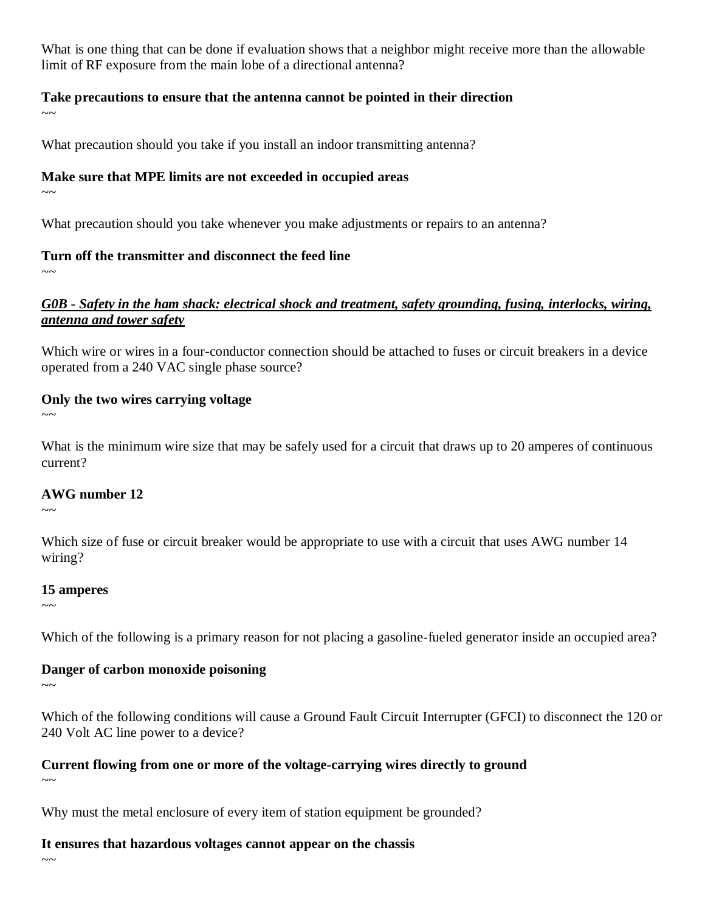What is one thing that can be done if evaluation shows that a neighbor might receive more than the allowable limit of RF exposure from the main lobe of a directional antenna?

**Take precautions to ensure that the antenna cannot be pointed in their direction**

~~

What precaution should you take if you install an indoor transmitting antenna?

**Make sure that MPE limits are not exceeded in occupied areas**

~~

What precaution should you take whenever you make adjustments or repairs to an antenna?

**Turn off the transmitter and disconnect the feed line**

~~

***<u>G0B - Safety in the ham shack: electrical shock and treatment, safety grounding, fusing, interlocks, wiring, antenna and tower safety</u>***

Which wire or wires in a four-conductor connection should be attached to fuses or circuit breakers in a device operated from a 240 VAC single phase source?

**Only the two wires carrying voltage**

~~

What is the minimum wire size that may be safely used for a circuit that draws up to 20 amperes of continuous current?

**AWG number 12**

~~

Which size of fuse or circuit breaker would be appropriate to use with a circuit that uses AWG number 14 wiring?

**15 amperes**

~~

Which of the following is a primary reason for not placing a gasoline-fueled generator inside an occupied area?

**Danger of carbon monoxide poisoning**

~~

Which of the following conditions will cause a Ground Fault Circuit Interrupter (GFCI) to disconnect the 120 or 240 Volt AC line power to a device?

**Current flowing from one or more of the voltage-carrying wires directly to ground**

~~

Why must the metal enclosure of every item of station equipment be grounded?

**It ensures that hazardous voltages cannot appear on the chassis**

~~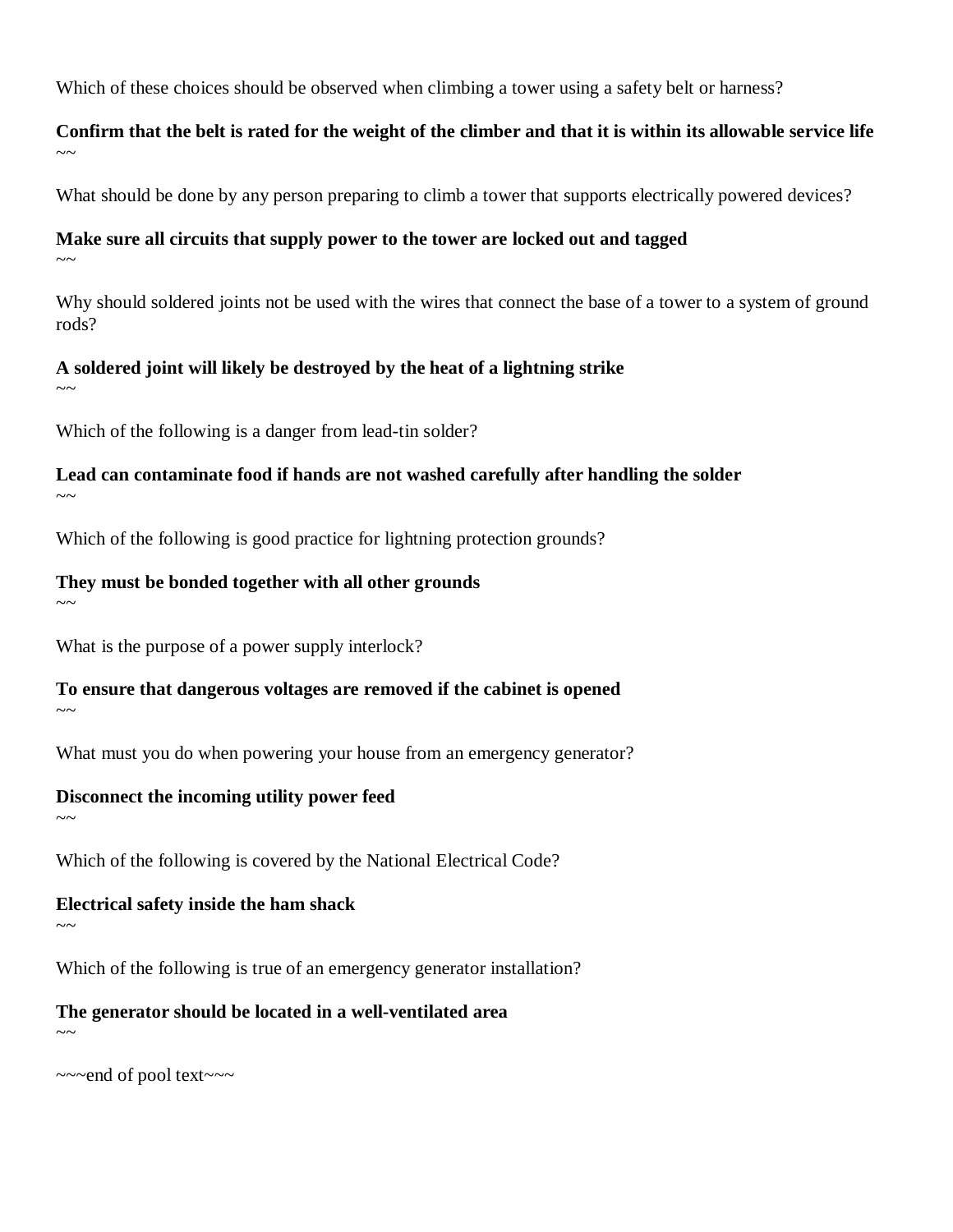Which of these choices should be observed when climbing a tower using a safety belt or harness?

**Confirm that the belt is rated for the weight of the climber and that it is within its allowable service life**
~~

What should be done by any person preparing to climb a tower that supports electrically powered devices?

**Make sure all circuits that supply power to the tower are locked out and tagged**
~~

Why should soldered joints not be used with the wires that connect the base of a tower to a system of ground rods?

**A soldered joint will likely be destroyed by the heat of a lightning strike**
~~

Which of the following is a danger from lead-tin solder?

**Lead can contaminate food if hands are not washed carefully after handling the solder**
~~

Which of the following is good practice for lightning protection grounds?

**They must be bonded together with all other grounds**
~~

What is the purpose of a power supply interlock?

**To ensure that dangerous voltages are removed if the cabinet is opened**
~~

What must you do when powering your house from an emergency generator?

**Disconnect the incoming utility power feed**
~~

Which of the following is covered by the National Electrical Code?

**Electrical safety inside the ham shack**
~~

Which of the following is true of an emergency generator installation?

**The generator should be located in a well-ventilated area**
~~

~~~end of pool text~~~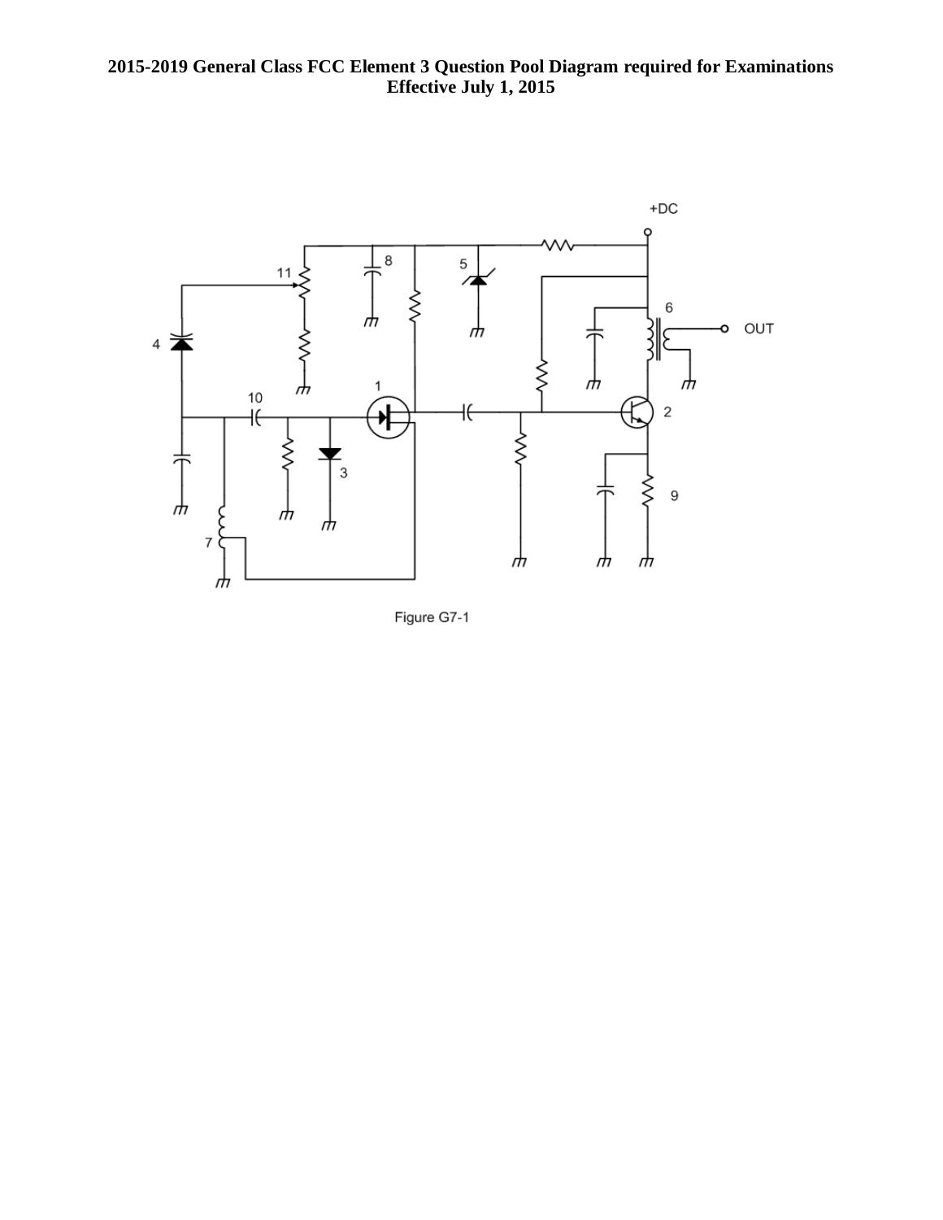**2015-2019 General Class FCC Element 3 Question Pool Diagram required for Examinations**
**Effective July 1, 2015**

+DC

OUT

1

2

3

4

5

6

7

8

9

10

11

Figure G7-1